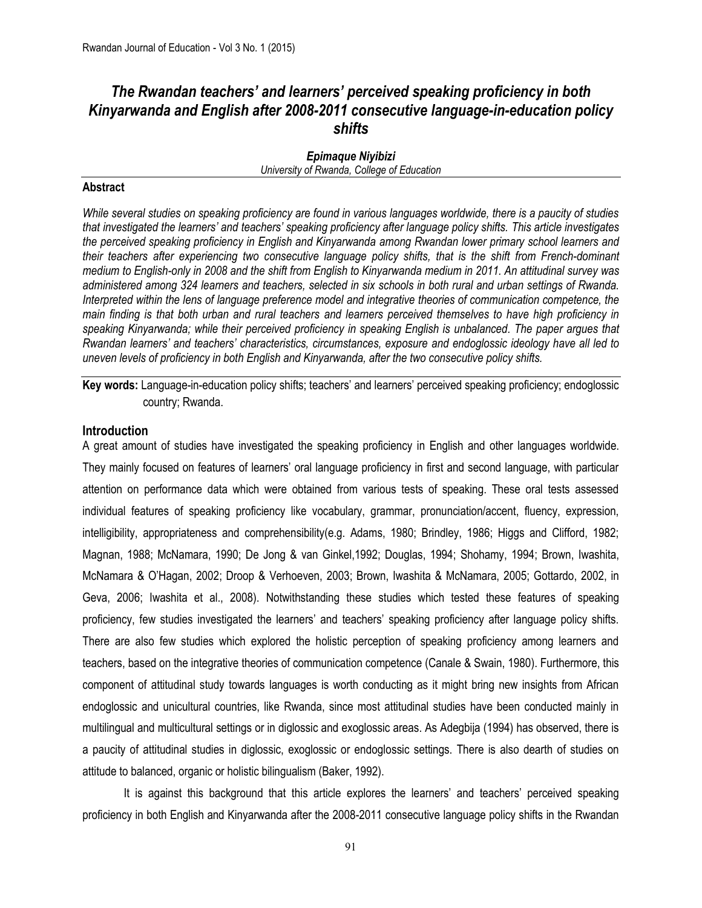# *The Rwandan teachers' and learners' perceived speaking proficiency in both Kinyarwanda and English after 2008-2011 consecutive language-in-education policy shifts*

***Epimaque Niyibizi***
*University of Rwanda, College of Education*

**Abstract**

*While several studies on speaking proficiency are found in various languages worldwide, there is a paucity of studies that investigated the learners' and teachers' speaking proficiency after language policy shifts. This article investigates the perceived speaking proficiency in English and Kinyarwanda among Rwandan lower primary school learners and their teachers after experiencing two consecutive language policy shifts, that is the shift from French-dominant medium to English-only in 2008 and the shift from English to Kinyarwanda medium in 2011. An attitudinal survey was administered among 324 learners and teachers, selected in six schools in both rural and urban settings of Rwanda. Interpreted within the lens of language preference model and integrative theories of communication competence, the main finding is that both urban and rural teachers and learners perceived themselves to have high proficiency in speaking Kinyarwanda; while their perceived proficiency in speaking English is unbalanced. The paper argues that Rwandan learners' and teachers' characteristics, circumstances, exposure and endoglossic ideology have all led to uneven levels of proficiency in both English and Kinyarwanda, after the two consecutive policy shifts.*

**Key words:** Language-in-education policy shifts; teachers' and learners' perceived speaking proficiency; endoglossic country; Rwanda.

## Introduction

A great amount of studies have investigated the speaking proficiency in English and other languages worldwide. They mainly focused on features of learners' oral language proficiency in first and second language, with particular attention on performance data which were obtained from various tests of speaking. These oral tests assessed individual features of speaking proficiency like vocabulary, grammar, pronunciation/accent, fluency, expression, intelligibility, appropriateness and comprehensibility(e.g. Adams, 1980; Brindley, 1986; Higgs and Clifford, 1982; Magnan, 1988; McNamara, 1990; De Jong & van Ginkel,1992; Douglas, 1994; Shohamy, 1994; Brown, Iwashita, McNamara & O'Hagan, 2002; Droop & Verhoeven, 2003; Brown, Iwashita & McNamara, 2005; Gottardo, 2002, in Geva, 2006; Iwashita et al., 2008). Notwithstanding these studies which tested these features of speaking proficiency, few studies investigated the learners' and teachers' speaking proficiency after language policy shifts. There are also few studies which explored the holistic perception of speaking proficiency among learners and teachers, based on the integrative theories of communication competence (Canale & Swain, 1980). Furthermore, this component of attitudinal study towards languages is worth conducting as it might bring new insights from African endoglossic and unicultural countries, like Rwanda, since most attitudinal studies have been conducted mainly in multilingual and multicultural settings or in diglossic and exoglossic areas. As Adegbija (1994) has observed, there is a paucity of attitudinal studies in diglossic, exoglossic or endoglossic settings. There is also dearth of studies on attitude to balanced, organic or holistic bilingualism (Baker, 1992).

It is against this background that this article explores the learners' and teachers' perceived speaking proficiency in both English and Kinyarwanda after the 2008-2011 consecutive language policy shifts in the Rwandan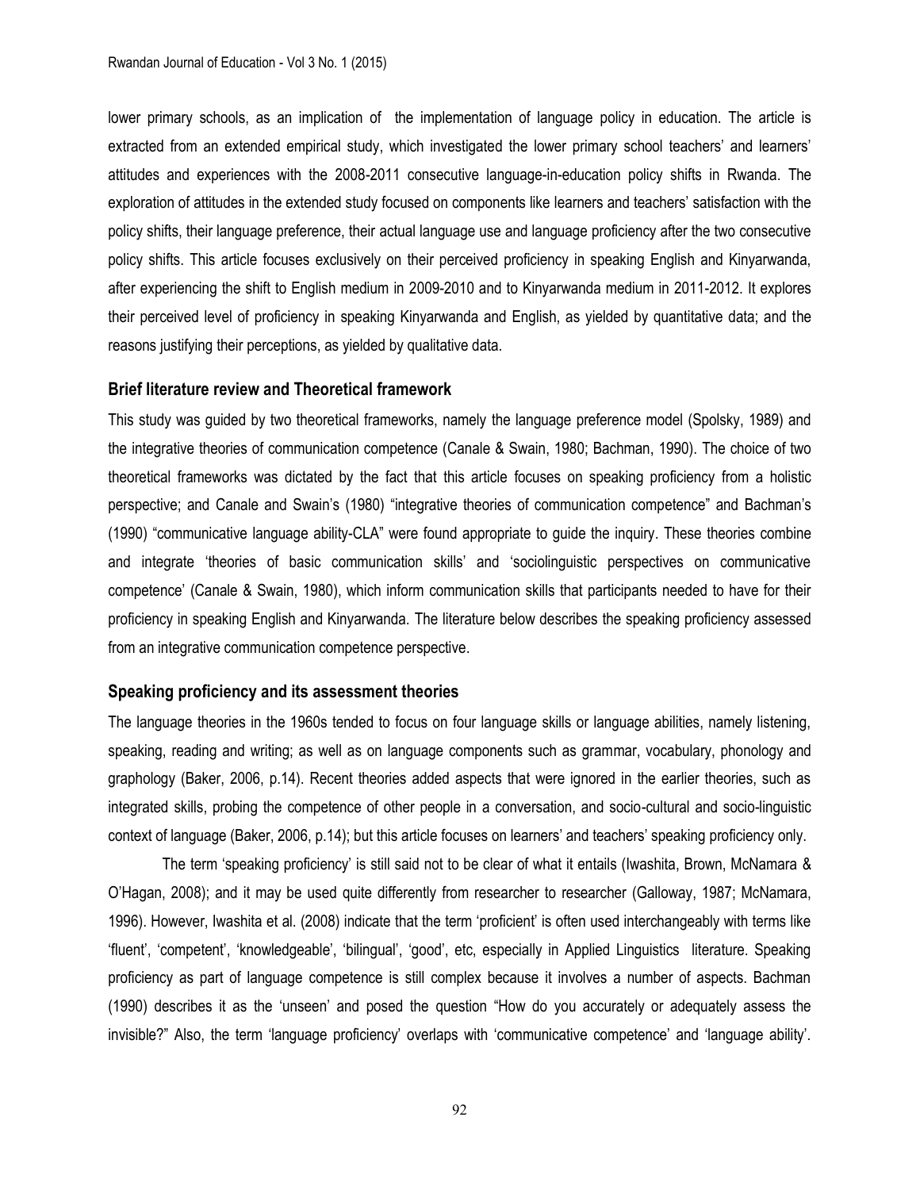lower primary schools, as an implication of the implementation of language policy in education. The article is extracted from an extended empirical study, which investigated the lower primary school teachers' and learners' attitudes and experiences with the 2008-2011 consecutive language-in-education policy shifts in Rwanda. The exploration of attitudes in the extended study focused on components like learners and teachers' satisfaction with the policy shifts, their language preference, their actual language use and language proficiency after the two consecutive policy shifts. This article focuses exclusively on their perceived proficiency in speaking English and Kinyarwanda, after experiencing the shift to English medium in 2009-2010 and to Kinyarwanda medium in 2011-2012. It explores their perceived level of proficiency in speaking Kinyarwanda and English, as yielded by quantitative data; and the reasons justifying their perceptions, as yielded by qualitative data.

## Brief literature review and Theoretical framework

This study was guided by two theoretical frameworks, namely the language preference model (Spolsky, 1989) and the integrative theories of communication competence (Canale & Swain, 1980; Bachman, 1990). The choice of two theoretical frameworks was dictated by the fact that this article focuses on speaking proficiency from a holistic perspective; and Canale and Swain's (1980) "integrative theories of communication competence" and Bachman's (1990) "communicative language ability-CLA" were found appropriate to guide the inquiry. These theories combine and integrate 'theories of basic communication skills' and 'sociolinguistic perspectives on communicative competence' (Canale & Swain, 1980), which inform communication skills that participants needed to have for their proficiency in speaking English and Kinyarwanda. The literature below describes the speaking proficiency assessed from an integrative communication competence perspective.

## Speaking proficiency and its assessment theories

The language theories in the 1960s tended to focus on four language skills or language abilities, namely listening, speaking, reading and writing; as well as on language components such as grammar, vocabulary, phonology and graphology (Baker, 2006, p.14). Recent theories added aspects that were ignored in the earlier theories, such as integrated skills, probing the competence of other people in a conversation, and socio-cultural and socio-linguistic context of language (Baker, 2006, p.14); but this article focuses on learners' and teachers' speaking proficiency only.

The term 'speaking proficiency' is still said not to be clear of what it entails (Iwashita, Brown, McNamara & O'Hagan, 2008); and it may be used quite differently from researcher to researcher (Galloway, 1987; McNamara, 1996). However, Iwashita et al. (2008) indicate that the term 'proficient' is often used interchangeably with terms like 'fluent', 'competent', 'knowledgeable', 'bilingual', 'good', etc, especially in Applied Linguistics literature. Speaking proficiency as part of language competence is still complex because it involves a number of aspects. Bachman (1990) describes it as the 'unseen' and posed the question "How do you accurately or adequately assess the invisible?" Also, the term 'language proficiency' overlaps with 'communicative competence' and 'language ability'.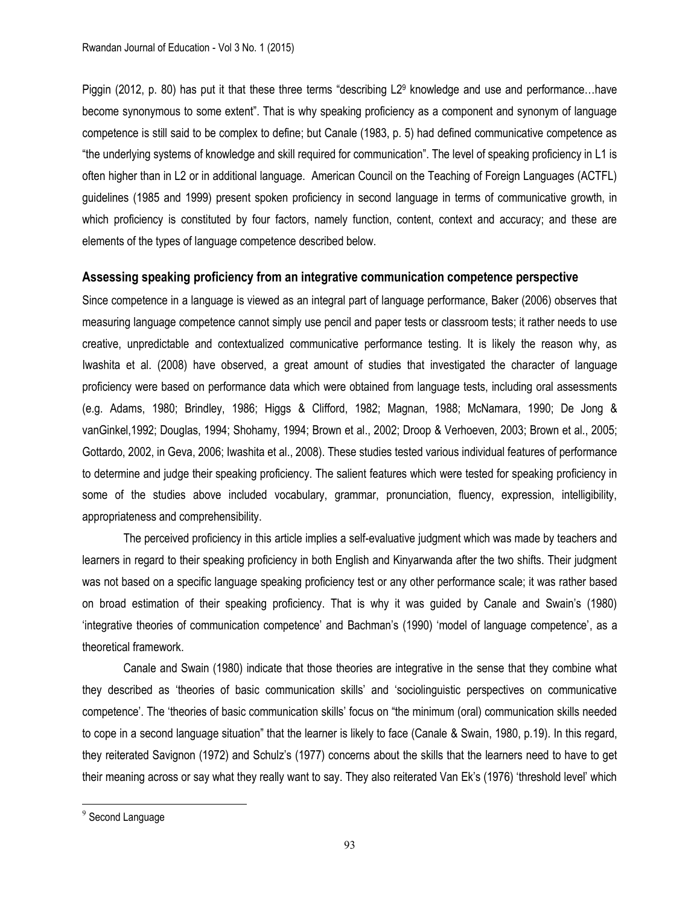Piggin (2012, p. 80) has put it that these three terms "describing L2[9] knowledge and use and performance…have become synonymous to some extent". That is why speaking proficiency as a component and synonym of language competence is still said to be complex to define; but Canale (1983, p. 5) had defined communicative competence as "the underlying systems of knowledge and skill required for communication". The level of speaking proficiency in L1 is often higher than in L2 or in additional language. American Council on the Teaching of Foreign Languages (ACTFL) guidelines (1985 and 1999) present spoken proficiency in second language in terms of communicative growth, in which proficiency is constituted by four factors, namely function, content, context and accuracy; and these are elements of the types of language competence described below.

### Assessing speaking proficiency from an integrative communication competence perspective

Since competence in a language is viewed as an integral part of language performance, Baker (2006) observes that measuring language competence cannot simply use pencil and paper tests or classroom tests; it rather needs to use creative, unpredictable and contextualized communicative performance testing. It is likely the reason why, as Iwashita et al. (2008) have observed, a great amount of studies that investigated the character of language proficiency were based on performance data which were obtained from language tests, including oral assessments (e.g. Adams, 1980; Brindley, 1986; Higgs & Clifford, 1982; Magnan, 1988; McNamara, 1990; De Jong & vanGinkel,1992; Douglas, 1994; Shohamy, 1994; Brown et al., 2002; Droop & Verhoeven, 2003; Brown et al., 2005; Gottardo, 2002, in Geva, 2006; Iwashita et al., 2008). These studies tested various individual features of performance to determine and judge their speaking proficiency. The salient features which were tested for speaking proficiency in some of the studies above included vocabulary, grammar, pronunciation, fluency, expression, intelligibility, appropriateness and comprehensibility.

The perceived proficiency in this article implies a self-evaluative judgment which was made by teachers and learners in regard to their speaking proficiency in both English and Kinyarwanda after the two shifts. Their judgment was not based on a specific language speaking proficiency test or any other performance scale; it was rather based on broad estimation of their speaking proficiency. That is why it was guided by Canale and Swain's (1980) 'integrative theories of communication competence' and Bachman's (1990) 'model of language competence', as a theoretical framework.

Canale and Swain (1980) indicate that those theories are integrative in the sense that they combine what they described as 'theories of basic communication skills' and 'sociolinguistic perspectives on communicative competence'. The 'theories of basic communication skills' focus on "the minimum (oral) communication skills needed to cope in a second language situation" that the learner is likely to face (Canale & Swain, 1980, p.19). In this regard, they reiterated Savignon (1972) and Schulz's (1977) concerns about the skills that the learners need to have to get their meaning across or say what they really want to say. They also reiterated Van Ek's (1976) 'threshold level' which

---

[9] Second Language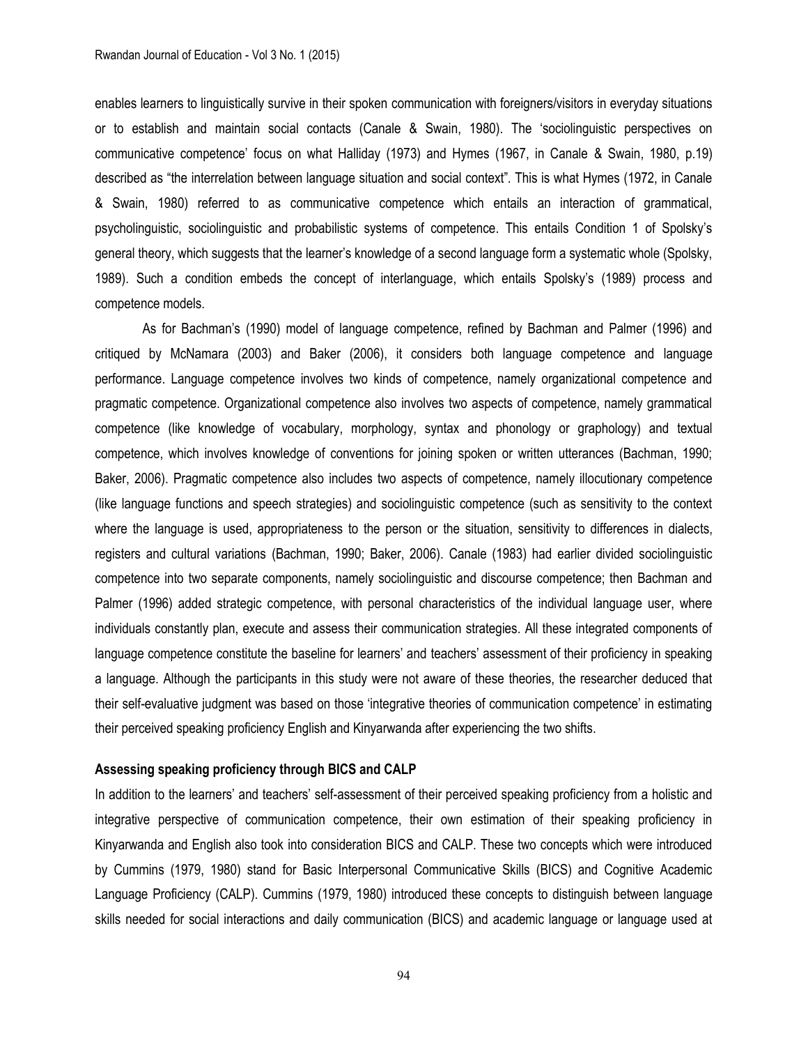enables learners to linguistically survive in their spoken communication with foreigners/visitors in everyday situations or to establish and maintain social contacts (Canale & Swain, 1980). The 'sociolinguistic perspectives on communicative competence' focus on what Halliday (1973) and Hymes (1967, in Canale & Swain, 1980, p.19) described as "the interrelation between language situation and social context". This is what Hymes (1972, in Canale & Swain, 1980) referred to as communicative competence which entails an interaction of grammatical, psycholinguistic, sociolinguistic and probabilistic systems of competence. This entails Condition 1 of Spolsky's general theory, which suggests that the learner's knowledge of a second language form a systematic whole (Spolsky, 1989). Such a condition embeds the concept of interlanguage, which entails Spolsky's (1989) process and competence models.

As for Bachman's (1990) model of language competence, refined by Bachman and Palmer (1996) and critiqued by McNamara (2003) and Baker (2006), it considers both language competence and language performance. Language competence involves two kinds of competence, namely organizational competence and pragmatic competence. Organizational competence also involves two aspects of competence, namely grammatical competence (like knowledge of vocabulary, morphology, syntax and phonology or graphology) and textual competence, which involves knowledge of conventions for joining spoken or written utterances (Bachman, 1990; Baker, 2006). Pragmatic competence also includes two aspects of competence, namely illocutionary competence (like language functions and speech strategies) and sociolinguistic competence (such as sensitivity to the context where the language is used, appropriateness to the person or the situation, sensitivity to differences in dialects, registers and cultural variations (Bachman, 1990; Baker, 2006). Canale (1983) had earlier divided sociolinguistic competence into two separate components, namely sociolinguistic and discourse competence; then Bachman and Palmer (1996) added strategic competence, with personal characteristics of the individual language user, where individuals constantly plan, execute and assess their communication strategies. All these integrated components of language competence constitute the baseline for learners' and teachers' assessment of their proficiency in speaking a language. Although the participants in this study were not aware of these theories, the researcher deduced that their self-evaluative judgment was based on those 'integrative theories of communication competence' in estimating their perceived speaking proficiency English and Kinyarwanda after experiencing the two shifts.

**Assessing speaking proficiency through BICS and CALP**

In addition to the learners' and teachers' self-assessment of their perceived speaking proficiency from a holistic and integrative perspective of communication competence, their own estimation of their speaking proficiency in Kinyarwanda and English also took into consideration BICS and CALP. These two concepts which were introduced by Cummins (1979, 1980) stand for Basic Interpersonal Communicative Skills (BICS) and Cognitive Academic Language Proficiency (CALP). Cummins (1979, 1980) introduced these concepts to distinguish between language skills needed for social interactions and daily communication (BICS) and academic language or language used at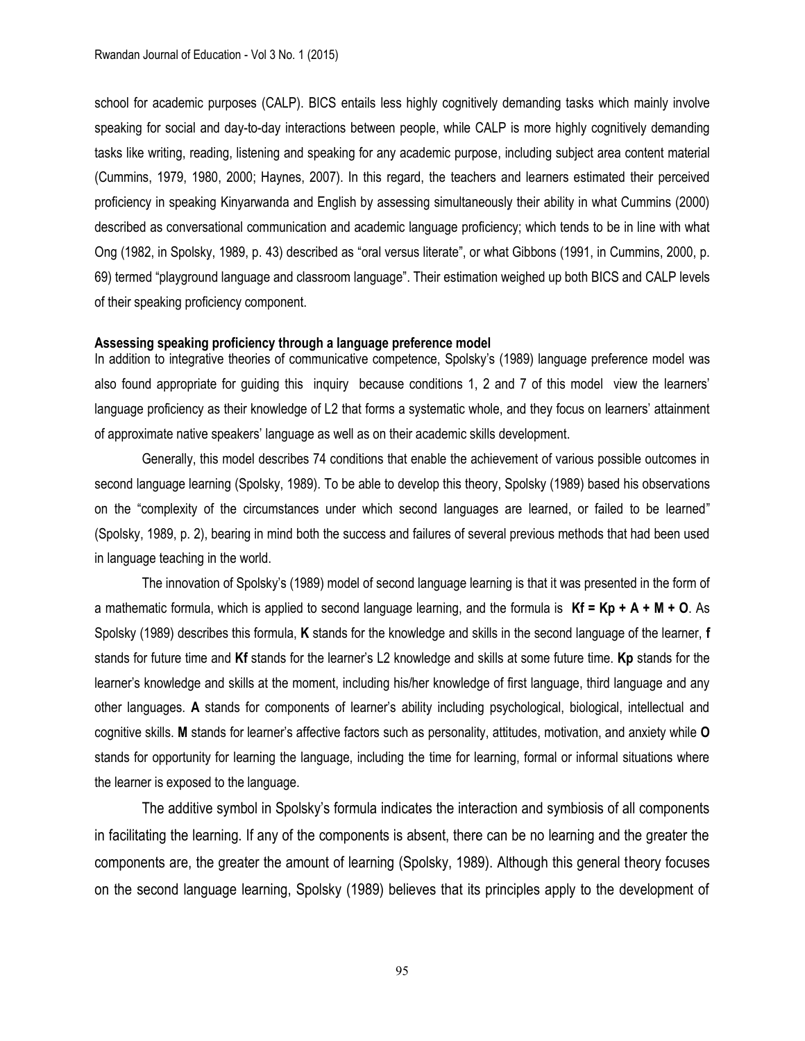school for academic purposes (CALP). BICS entails less highly cognitively demanding tasks which mainly involve speaking for social and day-to-day interactions between people, while CALP is more highly cognitively demanding tasks like writing, reading, listening and speaking for any academic purpose, including subject area content material (Cummins, 1979, 1980, 2000; Haynes, 2007). In this regard, the teachers and learners estimated their perceived proficiency in speaking Kinyarwanda and English by assessing simultaneously their ability in what Cummins (2000) described as conversational communication and academic language proficiency; which tends to be in line with what Ong (1982, in Spolsky, 1989, p. 43) described as "oral versus literate", or what Gibbons (1991, in Cummins, 2000, p. 69) termed "playground language and classroom language". Their estimation weighed up both BICS and CALP levels of their speaking proficiency component.

**Assessing speaking proficiency through a language preference model**

In addition to integrative theories of communicative competence, Spolsky's (1989) language preference model was also found appropriate for guiding this inquiry because conditions 1, 2 and 7 of this model view the learners' language proficiency as their knowledge of L2 that forms a systematic whole, and they focus on learners' attainment of approximate native speakers' language as well as on their academic skills development.

Generally, this model describes 74 conditions that enable the achievement of various possible outcomes in second language learning (Spolsky, 1989). To be able to develop this theory, Spolsky (1989) based his observations on the "complexity of the circumstances under which second languages are learned, or failed to be learned" (Spolsky, 1989, p. 2), bearing in mind both the success and failures of several previous methods that had been used in language teaching in the world.

The innovation of Spolsky's (1989) model of second language learning is that it was presented in the form of a mathematic formula, which is applied to second language learning, and the formula is **Kf = Kp + A + M + O**. As Spolsky (1989) describes this formula, **K** stands for the knowledge and skills in the second language of the learner, **f** stands for future time and **Kf** stands for the learner's L2 knowledge and skills at some future time. **Kp** stands for the learner's knowledge and skills at the moment, including his/her knowledge of first language, third language and any other languages. **A** stands for components of learner's ability including psychological, biological, intellectual and cognitive skills. **M** stands for learner's affective factors such as personality, attitudes, motivation, and anxiety while **O** stands for opportunity for learning the language, including the time for learning, formal or informal situations where the learner is exposed to the language.

The additive symbol in Spolsky's formula indicates the interaction and symbiosis of all components in facilitating the learning. If any of the components is absent, there can be no learning and the greater the components are, the greater the amount of learning (Spolsky, 1989). Although this general theory focuses on the second language learning, Spolsky (1989) believes that its principles apply to the development of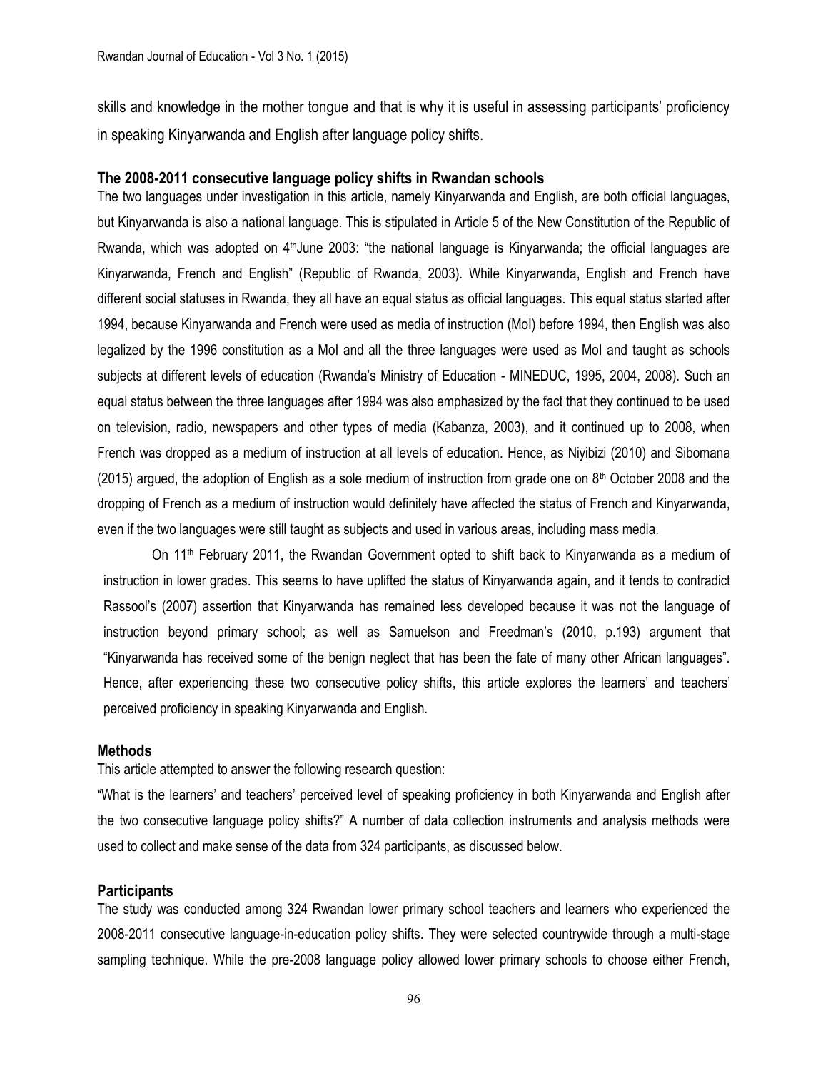skills and knowledge in the mother tongue and that is why it is useful in assessing participants' proficiency in speaking Kinyarwanda and English after language policy shifts.

### The 2008-2011 consecutive language policy shifts in Rwandan schools

The two languages under investigation in this article, namely Kinyarwanda and English, are both official languages, but Kinyarwanda is also a national language. This is stipulated in Article 5 of the New Constitution of the Republic of Rwanda, which was adopted on 4th June 2003: "the national language is Kinyarwanda; the official languages are Kinyarwanda, French and English" (Republic of Rwanda, 2003). While Kinyarwanda, English and French have different social statuses in Rwanda, they all have an equal status as official languages. This equal status started after 1994, because Kinyarwanda and French were used as media of instruction (MoI) before 1994, then English was also legalized by the 1996 constitution as a MoI and all the three languages were used as MoI and taught as schools subjects at different levels of education (Rwanda's Ministry of Education - MINEDUC, 1995, 2004, 2008). Such an equal status between the three languages after 1994 was also emphasized by the fact that they continued to be used on television, radio, newspapers and other types of media (Kabanza, 2003), and it continued up to 2008, when French was dropped as a medium of instruction at all levels of education. Hence, as Niyibizi (2010) and Sibomana (2015) argued, the adoption of English as a sole medium of instruction from grade one on 8th October 2008 and the dropping of French as a medium of instruction would definitely have affected the status of French and Kinyarwanda, even if the two languages were still taught as subjects and used in various areas, including mass media.

On 11th February 2011, the Rwandan Government opted to shift back to Kinyarwanda as a medium of instruction in lower grades. This seems to have uplifted the status of Kinyarwanda again, and it tends to contradict Rassool's (2007) assertion that Kinyarwanda has remained less developed because it was not the language of instruction beyond primary school; as well as Samuelson and Freedman's (2010, p.193) argument that "Kinyarwanda has received some of the benign neglect that has been the fate of many other African languages". Hence, after experiencing these two consecutive policy shifts, this article explores the learners' and teachers' perceived proficiency in speaking Kinyarwanda and English.

## Methods

This article attempted to answer the following research question:

"What is the learners' and teachers' perceived level of speaking proficiency in both Kinyarwanda and English after the two consecutive language policy shifts?" A number of data collection instruments and analysis methods were used to collect and make sense of the data from 324 participants, as discussed below.

## Participants

The study was conducted among 324 Rwandan lower primary school teachers and learners who experienced the 2008-2011 consecutive language-in-education policy shifts. They were selected countrywide through a multi-stage sampling technique. While the pre-2008 language policy allowed lower primary schools to choose either French,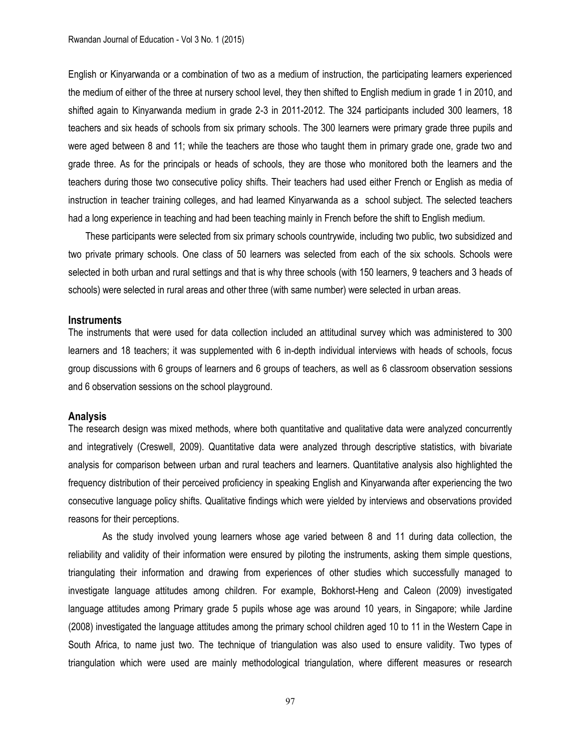English or Kinyarwanda or a combination of two as a medium of instruction, the participating learners experienced the medium of either of the three at nursery school level, they then shifted to English medium in grade 1 in 2010, and shifted again to Kinyarwanda medium in grade 2-3 in 2011-2012. The 324 participants included 300 learners, 18 teachers and six heads of schools from six primary schools. The 300 learners were primary grade three pupils and were aged between 8 and 11; while the teachers are those who taught them in primary grade one, grade two and grade three. As for the principals or heads of schools, they are those who monitored both the learners and the teachers during those two consecutive policy shifts. Their teachers had used either French or English as media of instruction in teacher training colleges, and had learned Kinyarwanda as a school subject. The selected teachers had a long experience in teaching and had been teaching mainly in French before the shift to English medium.

These participants were selected from six primary schools countrywide, including two public, two subsidized and two private primary schools. One class of 50 learners was selected from each of the six schools. Schools were selected in both urban and rural settings and that is why three schools (with 150 learners, 9 teachers and 3 heads of schools) were selected in rural areas and other three (with same number) were selected in urban areas.

### Instruments

The instruments that were used for data collection included an attitudinal survey which was administered to 300 learners and 18 teachers; it was supplemented with 6 in-depth individual interviews with heads of schools, focus group discussions with 6 groups of learners and 6 groups of teachers, as well as 6 classroom observation sessions and 6 observation sessions on the school playground.

### Analysis

The research design was mixed methods, where both quantitative and qualitative data were analyzed concurrently and integratively (Creswell, 2009). Quantitative data were analyzed through descriptive statistics, with bivariate analysis for comparison between urban and rural teachers and learners. Quantitative analysis also highlighted the frequency distribution of their perceived proficiency in speaking English and Kinyarwanda after experiencing the two consecutive language policy shifts. Qualitative findings which were yielded by interviews and observations provided reasons for their perceptions.

As the study involved young learners whose age varied between 8 and 11 during data collection, the reliability and validity of their information were ensured by piloting the instruments, asking them simple questions, triangulating their information and drawing from experiences of other studies which successfully managed to investigate language attitudes among children. For example, Bokhorst-Heng and Caleon (2009) investigated language attitudes among Primary grade 5 pupils whose age was around 10 years, in Singapore; while Jardine (2008) investigated the language attitudes among the primary school children aged 10 to 11 in the Western Cape in South Africa, to name just two. The technique of triangulation was also used to ensure validity. Two types of triangulation which were used are mainly methodological triangulation, where different measures or research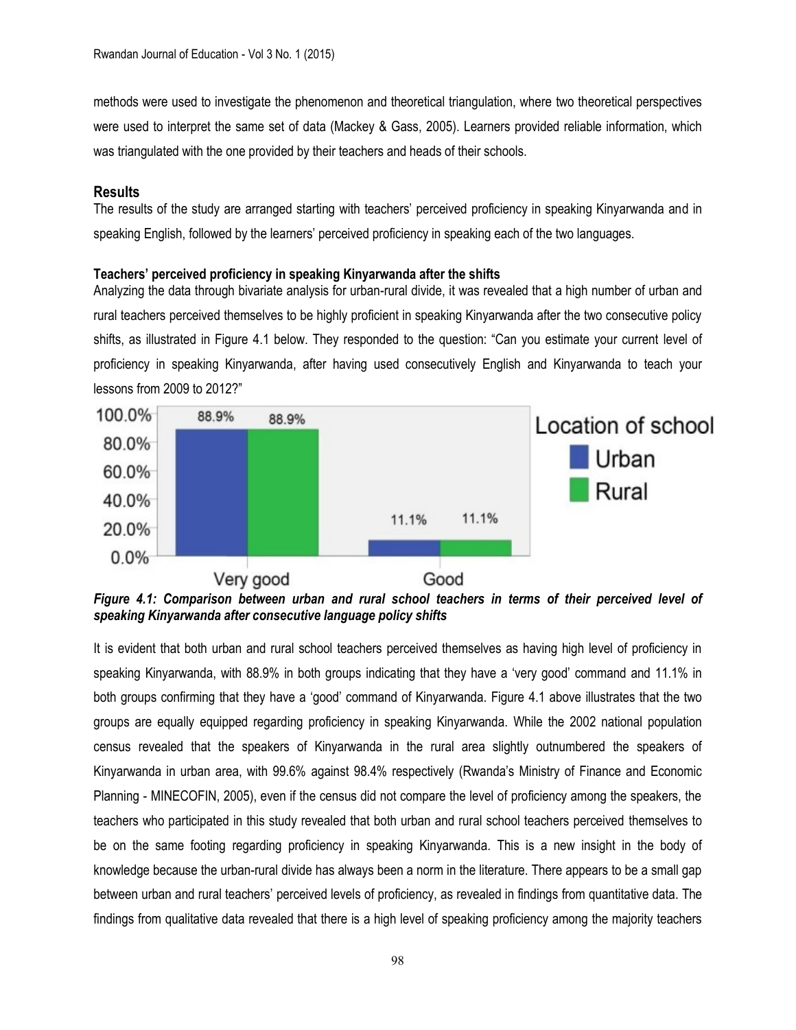methods were used to investigate the phenomenon and theoretical triangulation, where two theoretical perspectives were used to interpret the same set of data (Mackey & Gass, 2005). Learners provided reliable information, which was triangulated with the one provided by their teachers and heads of their schools.

## Results

The results of the study are arranged starting with teachers' perceived proficiency in speaking Kinyarwanda and in speaking English, followed by the learners' perceived proficiency in speaking each of the two languages.

### Teachers' perceived proficiency in speaking Kinyarwanda after the shifts

Analyzing the data through bivariate analysis for urban-rural divide, it was revealed that a high number of urban and rural teachers perceived themselves to be highly proficient in speaking Kinyarwanda after the two consecutive policy shifts, as illustrated in Figure 4.1 below. They responded to the question: "Can you estimate your current level of proficiency in speaking Kinyarwanda, after having used consecutively English and Kinyarwanda to teach your lessons from 2009 to 2012?"

***Figure 4.1: Comparison between urban and rural school teachers in terms of their perceived level of speaking Kinyarwanda after consecutive language policy shifts***

It is evident that both urban and rural school teachers perceived themselves as having high level of proficiency in speaking Kinyarwanda, with 88.9% in both groups indicating that they have a 'very good' command and 11.1% in both groups confirming that they have a 'good' command of Kinyarwanda. Figure 4.1 above illustrates that the two groups are equally equipped regarding proficiency in speaking Kinyarwanda. While the 2002 national population census revealed that the speakers of Kinyarwanda in the rural area slightly outnumbered the speakers of Kinyarwanda in urban area, with 99.6% against 98.4% respectively (Rwanda's Ministry of Finance and Economic Planning - MINECOFIN, 2005), even if the census did not compare the level of proficiency among the speakers, the teachers who participated in this study revealed that both urban and rural school teachers perceived themselves to be on the same footing regarding proficiency in speaking Kinyarwanda. This is a new insight in the body of knowledge because the urban-rural divide has always been a norm in the literature. There appears to be a small gap between urban and rural teachers' perceived levels of proficiency, as revealed in findings from quantitative data. The findings from qualitative data revealed that there is a high level of speaking proficiency among the majority teachers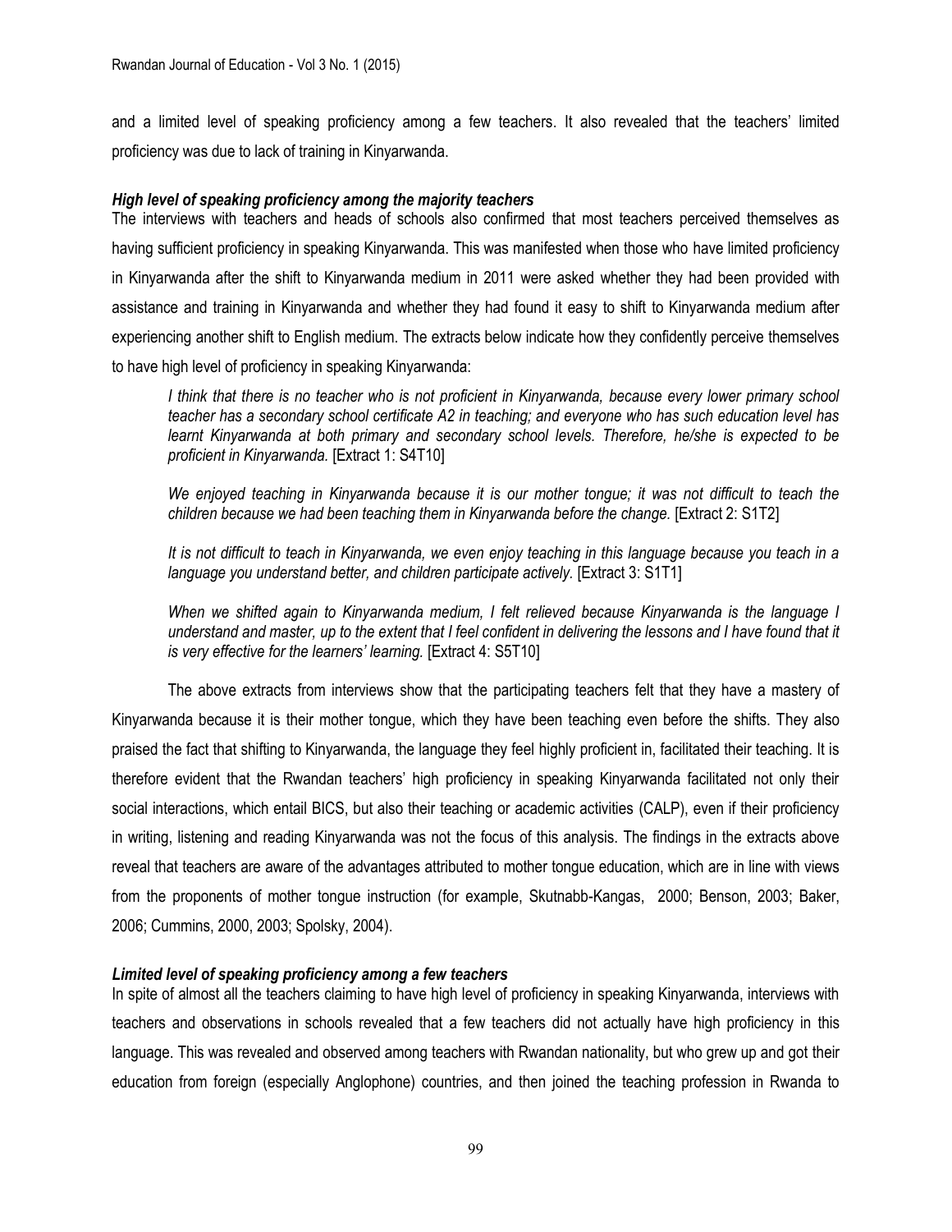and a limited level of speaking proficiency among a few teachers. It also revealed that the teachers' limited proficiency was due to lack of training in Kinyarwanda.

#### *High level of speaking proficiency among the majority teachers*

The interviews with teachers and heads of schools also confirmed that most teachers perceived themselves as having sufficient proficiency in speaking Kinyarwanda. This was manifested when those who have limited proficiency in Kinyarwanda after the shift to Kinyarwanda medium in 2011 were asked whether they had been provided with assistance and training in Kinyarwanda and whether they had found it easy to shift to Kinyarwanda medium after experiencing another shift to English medium. The extracts below indicate how they confidently perceive themselves to have high level of proficiency in speaking Kinyarwanda:

> *I think that there is no teacher who is not proficient in Kinyarwanda, because every lower primary school teacher has a secondary school certificate A2 in teaching; and everyone who has such education level has learnt Kinyarwanda at both primary and secondary school levels. Therefore, he/she is expected to be proficient in Kinyarwanda.* [Extract 1: S4T10]
>
> *We enjoyed teaching in Kinyarwanda because it is our mother tongue; it was not difficult to teach the children because we had been teaching them in Kinyarwanda before the change.* [Extract 2: S1T2]
>
> *It is not difficult to teach in Kinyarwanda, we even enjoy teaching in this language because you teach in a language you understand better, and children participate actively.* [Extract 3: S1T1]
>
> *When we shifted again to Kinyarwanda medium, I felt relieved because Kinyarwanda is the language I understand and master, up to the extent that I feel confident in delivering the lessons and I have found that it is very effective for the learners' learning.* [Extract 4: S5T10]

The above extracts from interviews show that the participating teachers felt that they have a mastery of Kinyarwanda because it is their mother tongue, which they have been teaching even before the shifts. They also praised the fact that shifting to Kinyarwanda, the language they feel highly proficient in, facilitated their teaching. It is therefore evident that the Rwandan teachers' high proficiency in speaking Kinyarwanda facilitated not only their social interactions, which entail BICS, but also their teaching or academic activities (CALP), even if their proficiency in writing, listening and reading Kinyarwanda was not the focus of this analysis. The findings in the extracts above reveal that teachers are aware of the advantages attributed to mother tongue education, which are in line with views from the proponents of mother tongue instruction (for example, Skutnabb-Kangas, 2000; Benson, 2003; Baker, 2006; Cummins, 2000, 2003; Spolsky, 2004).

#### *Limited level of speaking proficiency among a few teachers*

In spite of almost all the teachers claiming to have high level of proficiency in speaking Kinyarwanda, interviews with teachers and observations in schools revealed that a few teachers did not actually have high proficiency in this language. This was revealed and observed among teachers with Rwandan nationality, but who grew up and got their education from foreign (especially Anglophone) countries, and then joined the teaching profession in Rwanda to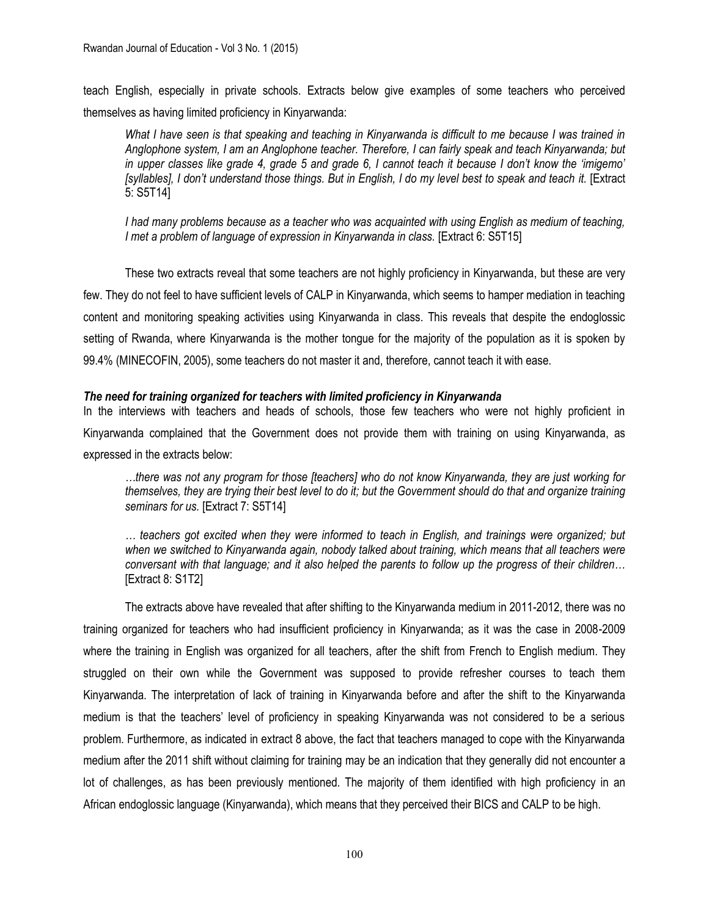teach English, especially in private schools. Extracts below give examples of some teachers who perceived themselves as having limited proficiency in Kinyarwanda:

> *What I have seen is that speaking and teaching in Kinyarwanda is difficult to me because I was trained in Anglophone system, I am an Anglophone teacher. Therefore, I can fairly speak and teach Kinyarwanda; but in upper classes like grade 4, grade 5 and grade 6, I cannot teach it because I don't know the 'imigemo' [syllables], I don't understand those things. But in English, I do my level best to speak and teach it.* [Extract 5: S5T14]

> *I had many problems because as a teacher who was acquainted with using English as medium of teaching, I met a problem of language of expression in Kinyarwanda in class.* [Extract 6: S5T15]

These two extracts reveal that some teachers are not highly proficiency in Kinyarwanda, but these are very few. They do not feel to have sufficient levels of CALP in Kinyarwanda, which seems to hamper mediation in teaching content and monitoring speaking activities using Kinyarwanda in class. This reveals that despite the endoglossic setting of Rwanda, where Kinyarwanda is the mother tongue for the majority of the population as it is spoken by 99.4% (MINECOFIN, 2005), some teachers do not master it and, therefore, cannot teach it with ease.

***The need for training organized for teachers with limited proficiency in Kinyarwanda***

In the interviews with teachers and heads of schools, those few teachers who were not highly proficient in Kinyarwanda complained that the Government does not provide them with training on using Kinyarwanda, as expressed in the extracts below:

> *…there was not any program for those [teachers] who do not know Kinyarwanda, they are just working for themselves, they are trying their best level to do it; but the Government should do that and organize training seminars for us.* [Extract 7: S5T14]

> *… teachers got excited when they were informed to teach in English, and trainings were organized; but when we switched to Kinyarwanda again, nobody talked about training, which means that all teachers were conversant with that language; and it also helped the parents to follow up the progress of their children…* [Extract 8: S1T2]

The extracts above have revealed that after shifting to the Kinyarwanda medium in 2011-2012, there was no training organized for teachers who had insufficient proficiency in Kinyarwanda; as it was the case in 2008-2009 where the training in English was organized for all teachers, after the shift from French to English medium. They struggled on their own while the Government was supposed to provide refresher courses to teach them Kinyarwanda. The interpretation of lack of training in Kinyarwanda before and after the shift to the Kinyarwanda medium is that the teachers' level of proficiency in speaking Kinyarwanda was not considered to be a serious problem. Furthermore, as indicated in extract 8 above, the fact that teachers managed to cope with the Kinyarwanda medium after the 2011 shift without claiming for training may be an indication that they generally did not encounter a lot of challenges, as has been previously mentioned. The majority of them identified with high proficiency in an African endoglossic language (Kinyarwanda), which means that they perceived their BICS and CALP to be high.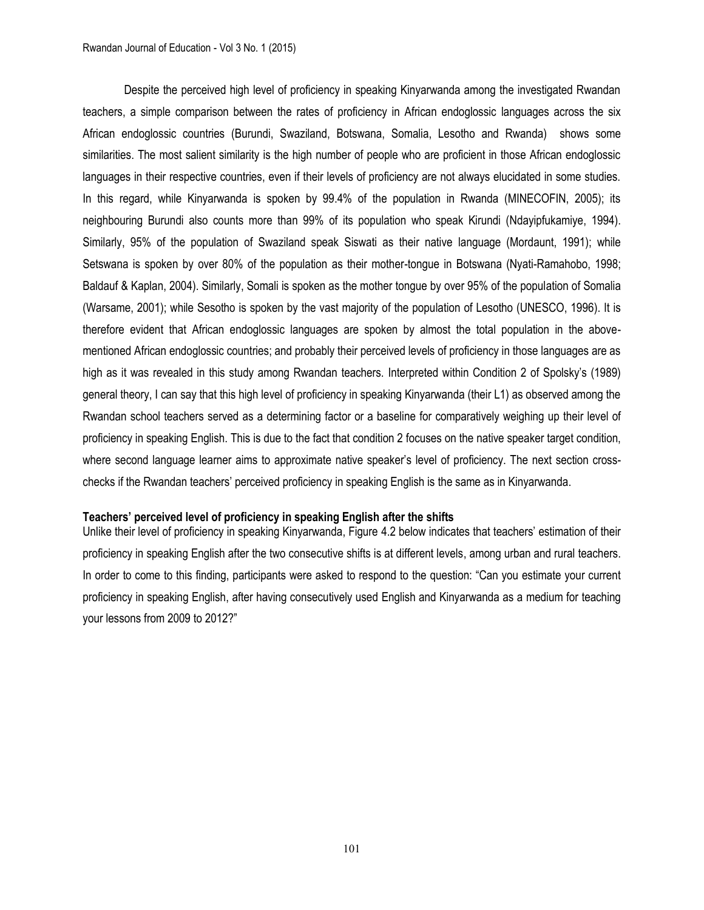Despite the perceived high level of proficiency in speaking Kinyarwanda among the investigated Rwandan teachers, a simple comparison between the rates of proficiency in African endoglossic languages across the six African endoglossic countries (Burundi, Swaziland, Botswana, Somalia, Lesotho and Rwanda) shows some similarities. The most salient similarity is the high number of people who are proficient in those African endoglossic languages in their respective countries, even if their levels of proficiency are not always elucidated in some studies. In this regard, while Kinyarwanda is spoken by 99.4% of the population in Rwanda (MINECOFIN, 2005); its neighbouring Burundi also counts more than 99% of its population who speak Kirundi (Ndayipfukamiye, 1994). Similarly, 95% of the population of Swaziland speak Siswati as their native language (Mordaunt, 1991); while Setswana is spoken by over 80% of the population as their mother-tongue in Botswana (Nyati-Ramahobo, 1998; Baldauf & Kaplan, 2004). Similarly, Somali is spoken as the mother tongue by over 95% of the population of Somalia (Warsame, 2001); while Sesotho is spoken by the vast majority of the population of Lesotho (UNESCO, 1996). It is therefore evident that African endoglossic languages are spoken by almost the total population in the above-mentioned African endoglossic countries; and probably their perceived levels of proficiency in those languages are as high as it was revealed in this study among Rwandan teachers. Interpreted within Condition 2 of Spolsky's (1989) general theory, I can say that this high level of proficiency in speaking Kinyarwanda (their L1) as observed among the Rwandan school teachers served as a determining factor or a baseline for comparatively weighing up their level of proficiency in speaking English. This is due to the fact that condition 2 focuses on the native speaker target condition, where second language learner aims to approximate native speaker's level of proficiency. The next section cross-checks if the Rwandan teachers' perceived proficiency in speaking English is the same as in Kinyarwanda.

**Teachers' perceived level of proficiency in speaking English after the shifts**

Unlike their level of proficiency in speaking Kinyarwanda, Figure 4.2 below indicates that teachers' estimation of their proficiency in speaking English after the two consecutive shifts is at different levels, among urban and rural teachers. In order to come to this finding, participants were asked to respond to the question: "Can you estimate your current proficiency in speaking English, after having consecutively used English and Kinyarwanda as a medium for teaching your lessons from 2009 to 2012?"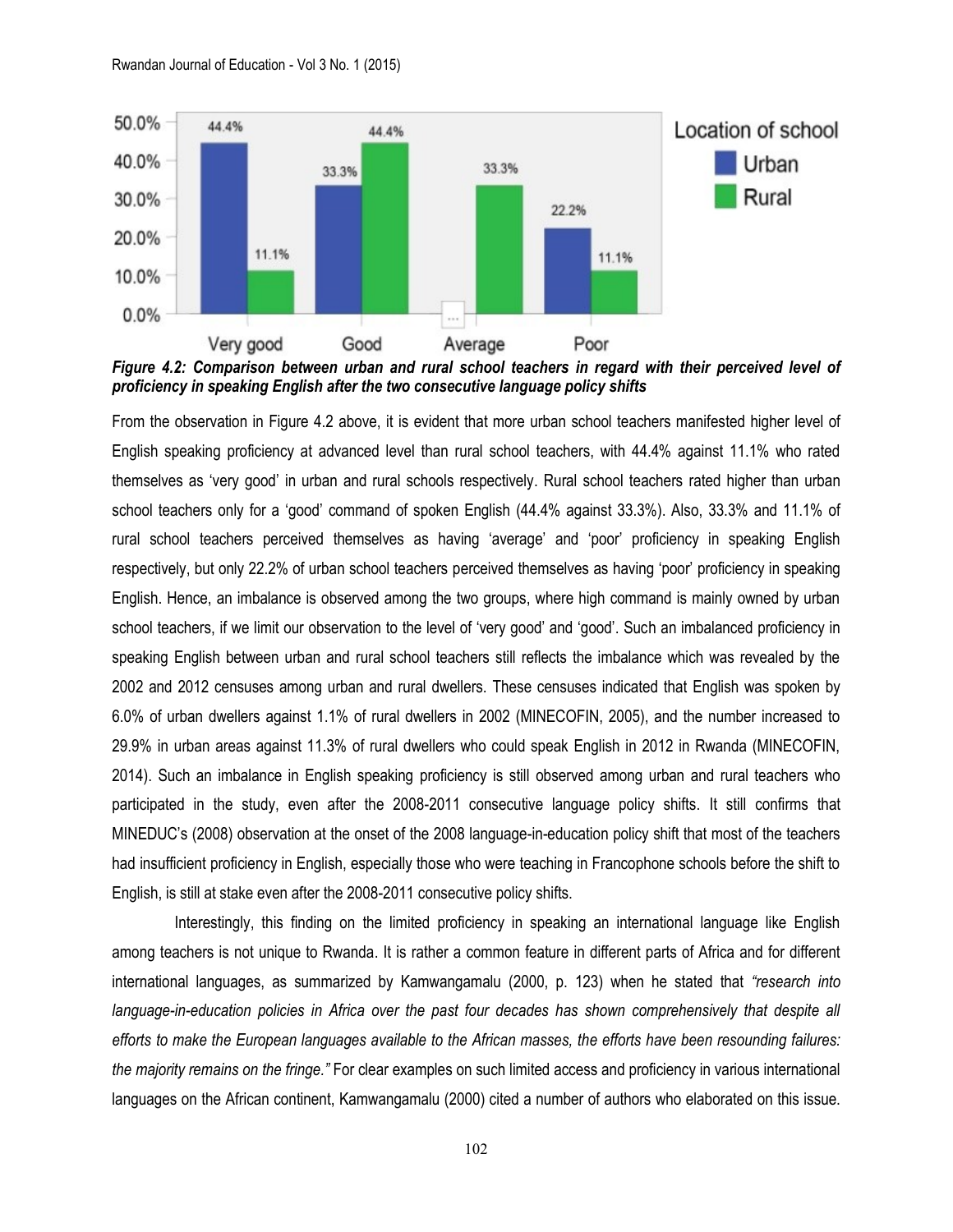*Figure 4.2: Comparison between urban and rural school teachers in regard with their perceived level of proficiency in speaking English after the two consecutive language policy shifts*

From the observation in Figure 4.2 above, it is evident that more urban school teachers manifested higher level of English speaking proficiency at advanced level than rural school teachers, with 44.4% against 11.1% who rated themselves as 'very good' in urban and rural schools respectively. Rural school teachers rated higher than urban school teachers only for a 'good' command of spoken English (44.4% against 33.3%). Also, 33.3% and 11.1% of rural school teachers perceived themselves as having 'average' and 'poor' proficiency in speaking English respectively, but only 22.2% of urban school teachers perceived themselves as having 'poor' proficiency in speaking English. Hence, an imbalance is observed among the two groups, where high command is mainly owned by urban school teachers, if we limit our observation to the level of 'very good' and 'good'. Such an imbalanced proficiency in speaking English between urban and rural school teachers still reflects the imbalance which was revealed by the 2002 and 2012 censuses among urban and rural dwellers. These censuses indicated that English was spoken by 6.0% of urban dwellers against 1.1% of rural dwellers in 2002 (MINECOFIN, 2005), and the number increased to 29.9% in urban areas against 11.3% of rural dwellers who could speak English in 2012 in Rwanda (MINECOFIN, 2014). Such an imbalance in English speaking proficiency is still observed among urban and rural teachers who participated in the study, even after the 2008-2011 consecutive language policy shifts. It still confirms that MINEDUC's (2008) observation at the onset of the 2008 language-in-education policy shift that most of the teachers had insufficient proficiency in English, especially those who were teaching in Francophone schools before the shift to English, is still at stake even after the 2008-2011 consecutive policy shifts.

Interestingly, this finding on the limited proficiency in speaking an international language like English among teachers is not unique to Rwanda. It is rather a common feature in different parts of Africa and for different international languages, as summarized by Kamwangamalu (2000, p. 123) when he stated that *"research into language-in-education policies in Africa over the past four decades has shown comprehensively that despite all efforts to make the European languages available to the African masses, the efforts have been resounding failures: the majority remains on the fringe."* For clear examples on such limited access and proficiency in various international languages on the African continent, Kamwangamalu (2000) cited a number of authors who elaborated on this issue.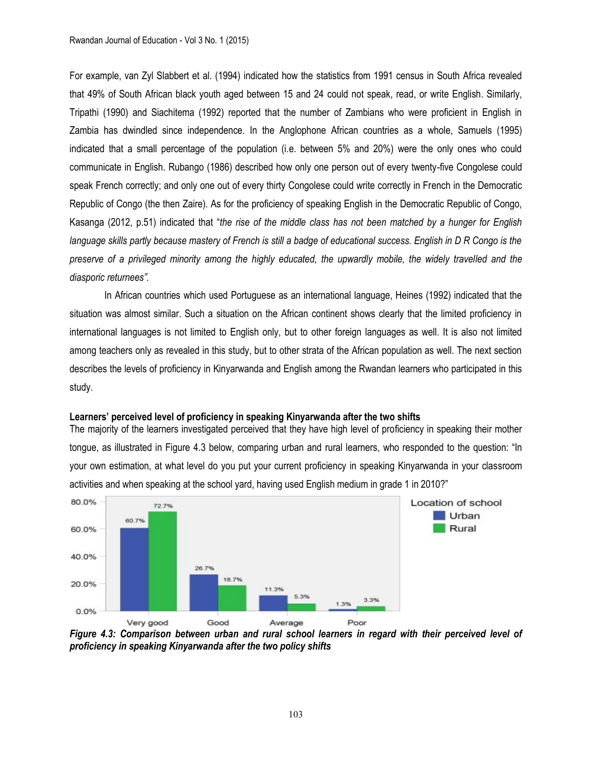For example, van Zyl Slabbert et al. (1994) indicated how the statistics from 1991 census in South Africa revealed that 49% of South African black youth aged between 15 and 24 could not speak, read, or write English. Similarly, Tripathi (1990) and Siachitema (1992) reported that the number of Zambians who were proficient in English in Zambia has dwindled since independence. In the Anglophone African countries as a whole, Samuels (1995) indicated that a small percentage of the population (i.e. between 5% and 20%) were the only ones who could communicate in English. Rubango (1986) described how only one person out of every twenty-five Congolese could speak French correctly; and only one out of every thirty Congolese could write correctly in French in the Democratic Republic of Congo (the then Zaire). As for the proficiency of speaking English in the Democratic Republic of Congo, Kasanga (2012, p.51) indicated that "*the rise of the middle class has not been matched by a hunger for English language skills partly because mastery of French is still a badge of educational success. English in D R Congo is the preserve of a privileged minority among the highly educated, the upwardly mobile, the widely travelled and the diasporic returnees".*

In African countries which used Portuguese as an international language, Heines (1992) indicated that the situation was almost similar. Such a situation on the African continent shows clearly that the limited proficiency in international languages is not limited to English only, but to other foreign languages as well. It is also not limited among teachers only as revealed in this study, but to other strata of the African population as well. The next section describes the levels of proficiency in Kinyarwanda and English among the Rwandan learners who participated in this study.

**Learners' perceived level of proficiency in speaking Kinyarwanda after the two shifts**

The majority of the learners investigated perceived that they have high level of proficiency in speaking their mother tongue, as illustrated in Figure 4.3 below, comparing urban and rural learners, who responded to the question: "In your own estimation, at what level do you put your current proficiency in speaking Kinyarwanda in your classroom activities and when speaking at the school yard, having used English medium in grade 1 in 2010?"

| Location of school | Very good | Good | Average | Poor |
|---|---|---|---|---|
| Urban | 60.7% | 26.7% | 11.3% | 1.3% |
| Rural | 72.7% | 18.7% | 5.3% | 3.3% |

***Figure 4.3: Comparison between urban and rural school learners in regard with their perceived level of proficiency in speaking Kinyarwanda after the two policy shifts***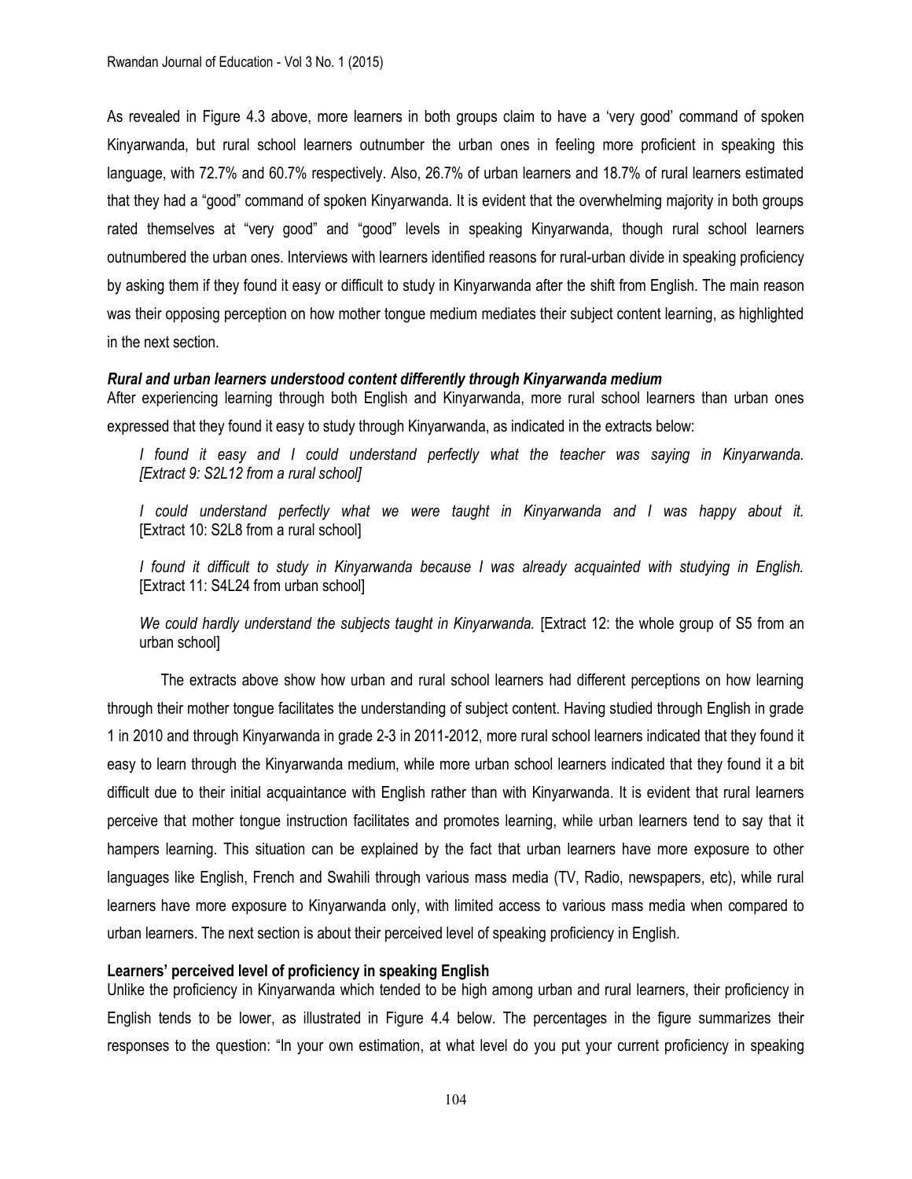As revealed in Figure 4.3 above, more learners in both groups claim to have a 'very good' command of spoken Kinyarwanda, but rural school learners outnumber the urban ones in feeling more proficient in speaking this language, with 72.7% and 60.7% respectively. Also, 26.7% of urban learners and 18.7% of rural learners estimated that they had a "good" command of spoken Kinyarwanda. It is evident that the overwhelming majority in both groups rated themselves at "very good" and "good" levels in speaking Kinyarwanda, though rural school learners outnumbered the urban ones. Interviews with learners identified reasons for rural-urban divide in speaking proficiency by asking them if they found it easy or difficult to study in Kinyarwanda after the shift from English. The main reason was their opposing perception on how mother tongue medium mediates their subject content learning, as highlighted in the next section.

***Rural and urban learners understood content differently through Kinyarwanda medium***

After experiencing learning through both English and Kinyarwanda, more rural school learners than urban ones expressed that they found it easy to study through Kinyarwanda, as indicated in the extracts below:

> *I found it easy and I could understand perfectly what the teacher was saying in Kinyarwanda. [Extract 9: S2L12 from a rural school]*
>
> *I could understand perfectly what we were taught in Kinyarwanda and I was happy about it.* [Extract 10: S2L8 from a rural school]
>
> *I found it difficult to study in Kinyarwanda because I was already acquainted with studying in English.* [Extract 11: S4L24 from urban school]
>
> *We could hardly understand the subjects taught in Kinyarwanda.* [Extract 12: the whole group of S5 from an urban school]

The extracts above show how urban and rural school learners had different perceptions on how learning through their mother tongue facilitates the understanding of subject content. Having studied through English in grade 1 in 2010 and through Kinyarwanda in grade 2-3 in 2011-2012, more rural school learners indicated that they found it easy to learn through the Kinyarwanda medium, while more urban school learners indicated that they found it a bit difficult due to their initial acquaintance with English rather than with Kinyarwanda. It is evident that rural learners perceive that mother tongue instruction facilitates and promotes learning, while urban learners tend to say that it hampers learning. This situation can be explained by the fact that urban learners have more exposure to other languages like English, French and Swahili through various mass media (TV, Radio, newspapers, etc), while rural learners have more exposure to Kinyarwanda only, with limited access to various mass media when compared to urban learners. The next section is about their perceived level of speaking proficiency in English.

**Learners' perceived level of proficiency in speaking English**

Unlike the proficiency in Kinyarwanda which tended to be high among urban and rural learners, their proficiency in English tends to be lower, as illustrated in Figure 4.4 below. The percentages in the figure summarizes their responses to the question: "In your own estimation, at what level do you put your current proficiency in speaking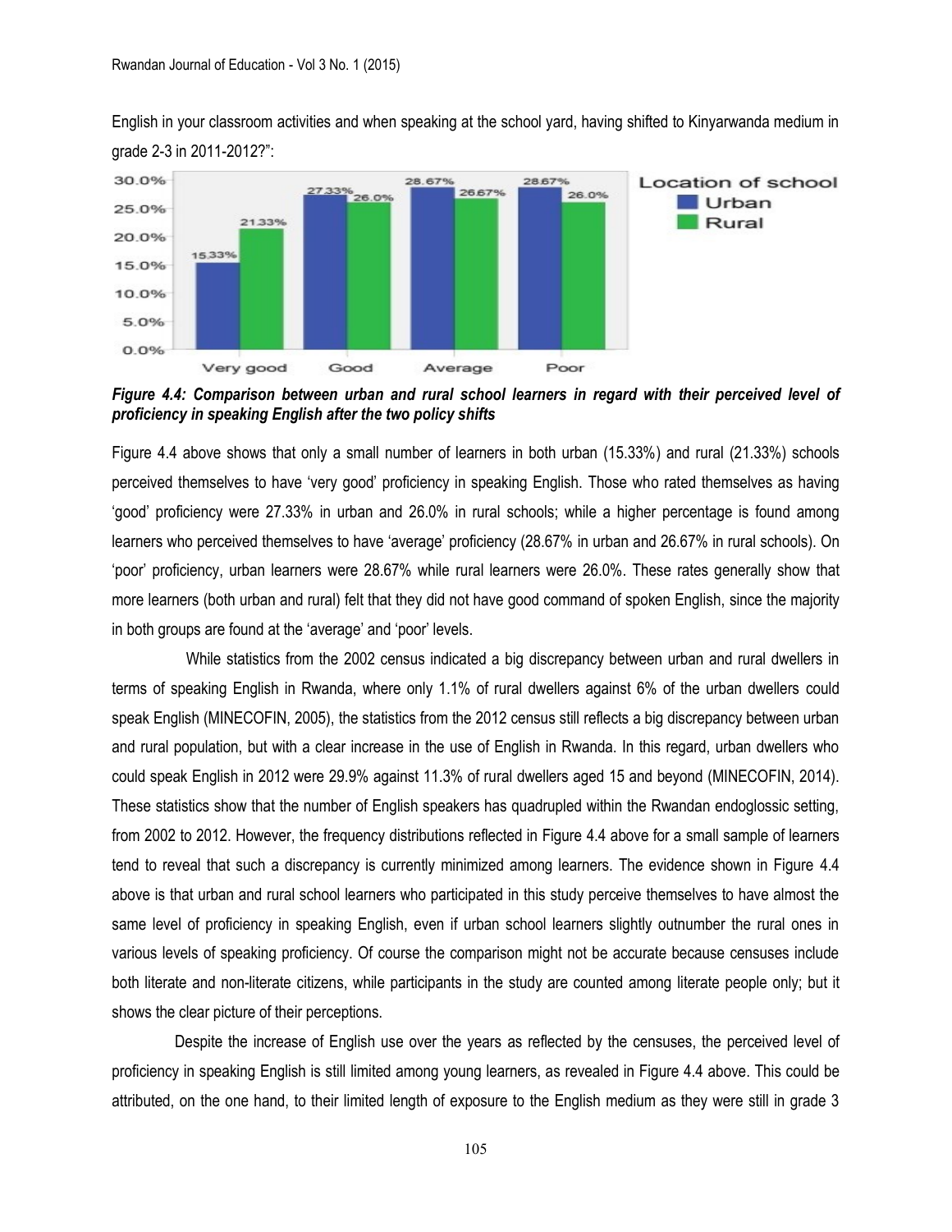English in your classroom activities and when speaking at the school yard, having shifted to Kinyarwanda medium in grade 2-3 in 2011-2012?":

| | Very good | Good | Average | Poor |
|---|---|---|---|---|
| Urban | 15.33% | 27.33% | 28.67% | 28.67% |
| Rural | 21.33% | 26.0% | 26.67% | 26.0% |

***Figure 4.4: Comparison between urban and rural school learners in regard with their perceived level of proficiency in speaking English after the two policy shifts***

Figure 4.4 above shows that only a small number of learners in both urban (15.33%) and rural (21.33%) schools perceived themselves to have 'very good' proficiency in speaking English. Those who rated themselves as having 'good' proficiency were 27.33% in urban and 26.0% in rural schools; while a higher percentage is found among learners who perceived themselves to have 'average' proficiency (28.67% in urban and 26.67% in rural schools). On 'poor' proficiency, urban learners were 28.67% while rural learners were 26.0%. These rates generally show that more learners (both urban and rural) felt that they did not have good command of spoken English, since the majority in both groups are found at the 'average' and 'poor' levels.

While statistics from the 2002 census indicated a big discrepancy between urban and rural dwellers in terms of speaking English in Rwanda, where only 1.1% of rural dwellers against 6% of the urban dwellers could speak English (MINECOFIN, 2005), the statistics from the 2012 census still reflects a big discrepancy between urban and rural population, but with a clear increase in the use of English in Rwanda. In this regard, urban dwellers who could speak English in 2012 were 29.9% against 11.3% of rural dwellers aged 15 and beyond (MINECOFIN, 2014). These statistics show that the number of English speakers has quadrupled within the Rwandan endoglossic setting, from 2002 to 2012. However, the frequency distributions reflected in Figure 4.4 above for a small sample of learners tend to reveal that such a discrepancy is currently minimized among learners. The evidence shown in Figure 4.4 above is that urban and rural school learners who participated in this study perceive themselves to have almost the same level of proficiency in speaking English, even if urban school learners slightly outnumber the rural ones in various levels of speaking proficiency. Of course the comparison might not be accurate because censuses include both literate and non-literate citizens, while participants in the study are counted among literate people only; but it shows the clear picture of their perceptions.

Despite the increase of English use over the years as reflected by the censuses, the perceived level of proficiency in speaking English is still limited among young learners, as revealed in Figure 4.4 above. This could be attributed, on the one hand, to their limited length of exposure to the English medium as they were still in grade 3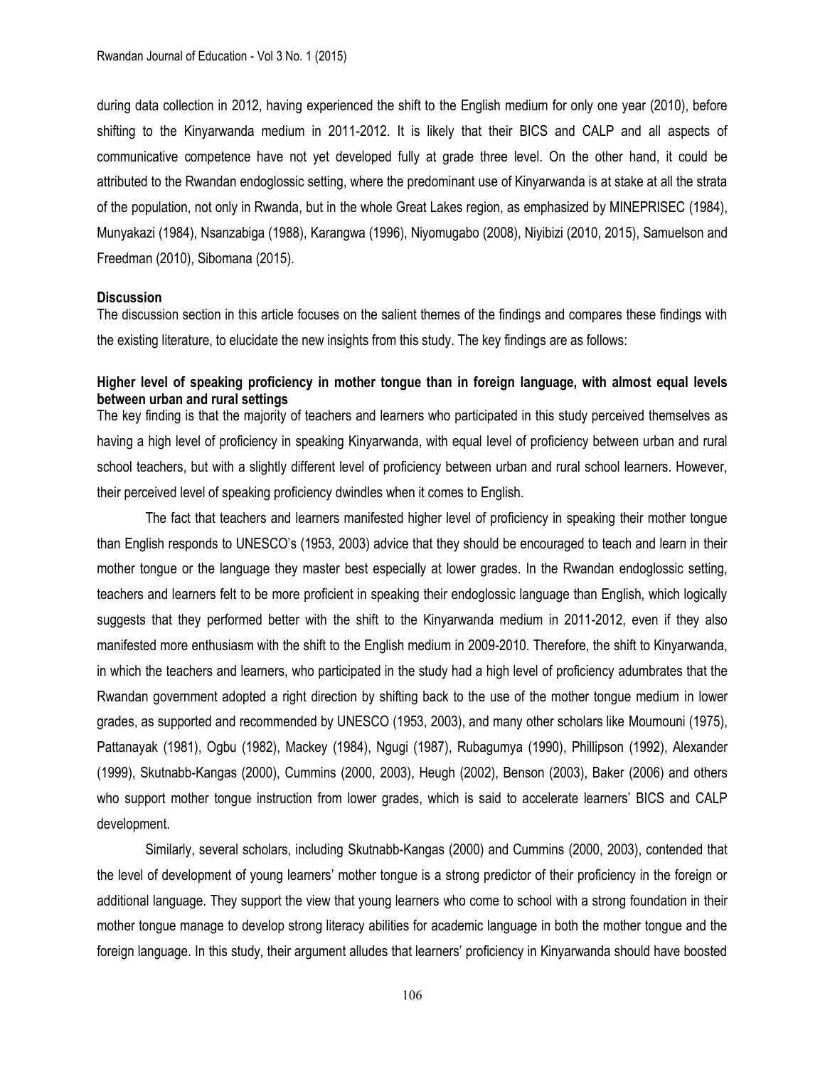during data collection in 2012, having experienced the shift to the English medium for only one year (2010), before shifting to the Kinyarwanda medium in 2011-2012. It is likely that their BICS and CALP and all aspects of communicative competence have not yet developed fully at grade three level. On the other hand, it could be attributed to the Rwandan endoglossic setting, where the predominant use of Kinyarwanda is at stake at all the strata of the population, not only in Rwanda, but in the whole Great Lakes region, as emphasized by MINEPRISEC (1984), Munyakazi (1984), Nsanzabiga (1988), Karangwa (1996), Niyomugabo (2008), Niyibizi (2010, 2015), Samuelson and Freedman (2010), Sibomana (2015).

## Discussion

The discussion section in this article focuses on the salient themes of the findings and compares these findings with the existing literature, to elucidate the new insights from this study. The key findings are as follows:

### Higher level of speaking proficiency in mother tongue than in foreign language, with almost equal levels between urban and rural settings

The key finding is that the majority of teachers and learners who participated in this study perceived themselves as having a high level of proficiency in speaking Kinyarwanda, with equal level of proficiency between urban and rural school teachers, but with a slightly different level of proficiency between urban and rural school learners. However, their perceived level of speaking proficiency dwindles when it comes to English.

The fact that teachers and learners manifested higher level of proficiency in speaking their mother tongue than English responds to UNESCO's (1953, 2003) advice that they should be encouraged to teach and learn in their mother tongue or the language they master best especially at lower grades. In the Rwandan endoglossic setting, teachers and learners felt to be more proficient in speaking their endoglossic language than English, which logically suggests that they performed better with the shift to the Kinyarwanda medium in 2011-2012, even if they also manifested more enthusiasm with the shift to the English medium in 2009-2010. Therefore, the shift to Kinyarwanda, in which the teachers and learners, who participated in the study had a high level of proficiency adumbrates that the Rwandan government adopted a right direction by shifting back to the use of the mother tongue medium in lower grades, as supported and recommended by UNESCO (1953, 2003), and many other scholars like Moumouni (1975), Pattanayak (1981), Ogbu (1982), Mackey (1984), Ngugi (1987), Rubagumya (1990), Phillipson (1992), Alexander (1999), Skutnabb-Kangas (2000), Cummins (2000, 2003), Heugh (2002), Benson (2003), Baker (2006) and others who support mother tongue instruction from lower grades, which is said to accelerate learners' BICS and CALP development.

Similarly, several scholars, including Skutnabb-Kangas (2000) and Cummins (2000, 2003), contended that the level of development of young learners' mother tongue is a strong predictor of their proficiency in the foreign or additional language. They support the view that young learners who come to school with a strong foundation in their mother tongue manage to develop strong literacy abilities for academic language in both the mother tongue and the foreign language. In this study, their argument alludes that learners' proficiency in Kinyarwanda should have boosted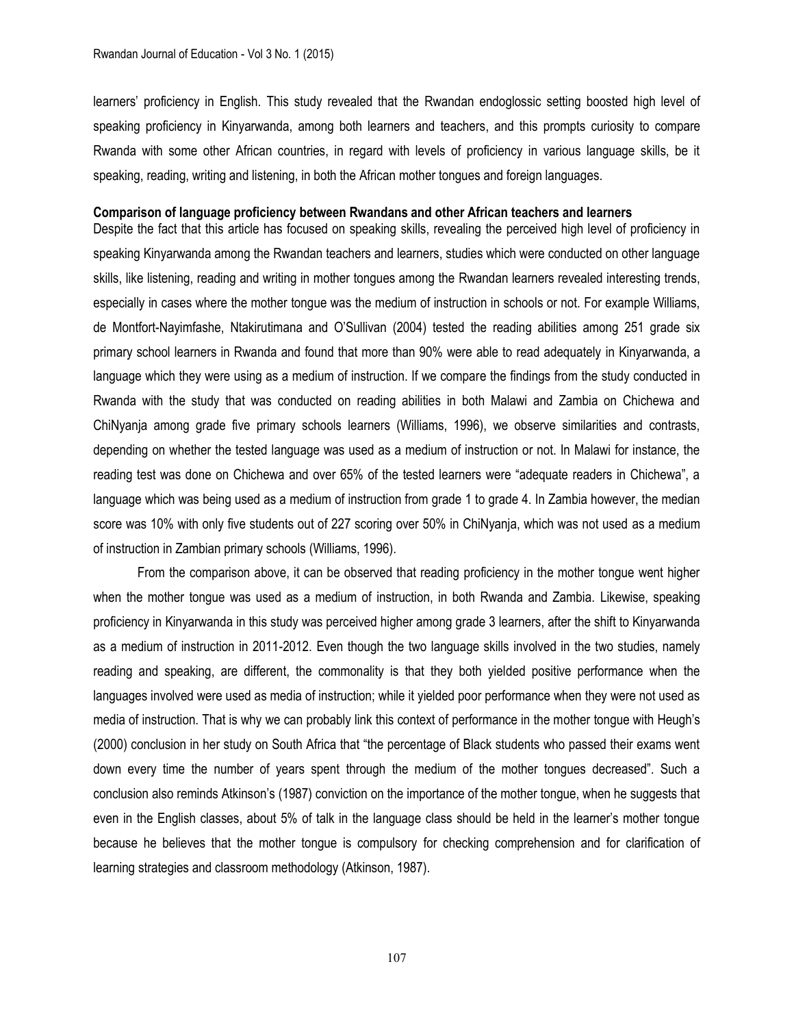learners' proficiency in English. This study revealed that the Rwandan endoglossic setting boosted high level of speaking proficiency in Kinyarwanda, among both learners and teachers, and this prompts curiosity to compare Rwanda with some other African countries, in regard with levels of proficiency in various language skills, be it speaking, reading, writing and listening, in both the African mother tongues and foreign languages.

**Comparison of language proficiency between Rwandans and other African teachers and learners**

Despite the fact that this article has focused on speaking skills, revealing the perceived high level of proficiency in speaking Kinyarwanda among the Rwandan teachers and learners, studies which were conducted on other language skills, like listening, reading and writing in mother tongues among the Rwandan learners revealed interesting trends, especially in cases where the mother tongue was the medium of instruction in schools or not. For example Williams, de Montfort-Nayimfashe, Ntakirutimana and O'Sullivan (2004) tested the reading abilities among 251 grade six primary school learners in Rwanda and found that more than 90% were able to read adequately in Kinyarwanda, a language which they were using as a medium of instruction. If we compare the findings from the study conducted in Rwanda with the study that was conducted on reading abilities in both Malawi and Zambia on Chichewa and ChiNyanja among grade five primary schools learners (Williams, 1996), we observe similarities and contrasts, depending on whether the tested language was used as a medium of instruction or not. In Malawi for instance, the reading test was done on Chichewa and over 65% of the tested learners were "adequate readers in Chichewa", a language which was being used as a medium of instruction from grade 1 to grade 4. In Zambia however, the median score was 10% with only five students out of 227 scoring over 50% in ChiNyanja, which was not used as a medium of instruction in Zambian primary schools (Williams, 1996).

From the comparison above, it can be observed that reading proficiency in the mother tongue went higher when the mother tongue was used as a medium of instruction, in both Rwanda and Zambia. Likewise, speaking proficiency in Kinyarwanda in this study was perceived higher among grade 3 learners, after the shift to Kinyarwanda as a medium of instruction in 2011-2012. Even though the two language skills involved in the two studies, namely reading and speaking, are different, the commonality is that they both yielded positive performance when the languages involved were used as media of instruction; while it yielded poor performance when they were not used as media of instruction. That is why we can probably link this context of performance in the mother tongue with Heugh's (2000) conclusion in her study on South Africa that "the percentage of Black students who passed their exams went down every time the number of years spent through the medium of the mother tongues decreased". Such a conclusion also reminds Atkinson's (1987) conviction on the importance of the mother tongue, when he suggests that even in the English classes, about 5% of talk in the language class should be held in the learner's mother tongue because he believes that the mother tongue is compulsory for checking comprehension and for clarification of learning strategies and classroom methodology (Atkinson, 1987).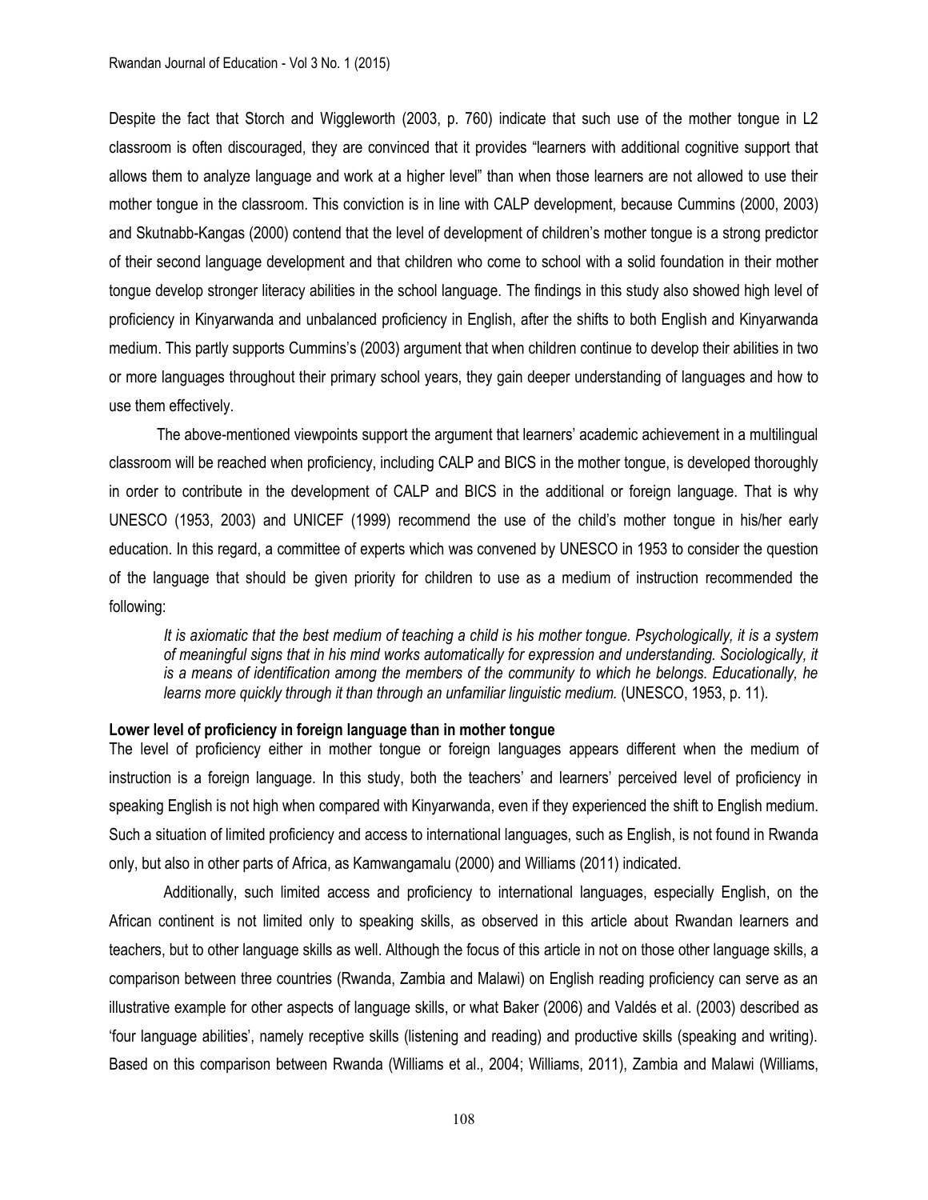Despite the fact that Storch and Wiggleworth (2003, p. 760) indicate that such use of the mother tongue in L2 classroom is often discouraged, they are convinced that it provides "learners with additional cognitive support that allows them to analyze language and work at a higher level" than when those learners are not allowed to use their mother tongue in the classroom. This conviction is in line with CALP development, because Cummins (2000, 2003) and Skutnabb-Kangas (2000) contend that the level of development of children's mother tongue is a strong predictor of their second language development and that children who come to school with a solid foundation in their mother tongue develop stronger literacy abilities in the school language. The findings in this study also showed high level of proficiency in Kinyarwanda and unbalanced proficiency in English, after the shifts to both English and Kinyarwanda medium. This partly supports Cummins's (2003) argument that when children continue to develop their abilities in two or more languages throughout their primary school years, they gain deeper understanding of languages and how to use them effectively.

The above-mentioned viewpoints support the argument that learners' academic achievement in a multilingual classroom will be reached when proficiency, including CALP and BICS in the mother tongue, is developed thoroughly in order to contribute in the development of CALP and BICS in the additional or foreign language. That is why UNESCO (1953, 2003) and UNICEF (1999) recommend the use of the child's mother tongue in his/her early education. In this regard, a committee of experts which was convened by UNESCO in 1953 to consider the question of the language that should be given priority for children to use as a medium of instruction recommended the following:

> *It is axiomatic that the best medium of teaching a child is his mother tongue. Psychologically, it is a system of meaningful signs that in his mind works automatically for expression and understanding. Sociologically, it is a means of identification among the members of the community to which he belongs. Educationally, he learns more quickly through it than through an unfamiliar linguistic medium.* (UNESCO, 1953, p. 11).

**Lower level of proficiency in foreign language than in mother tongue**

The level of proficiency either in mother tongue or foreign languages appears different when the medium of instruction is a foreign language. In this study, both the teachers' and learners' perceived level of proficiency in speaking English is not high when compared with Kinyarwanda, even if they experienced the shift to English medium. Such a situation of limited proficiency and access to international languages, such as English, is not found in Rwanda only, but also in other parts of Africa, as Kamwangamalu (2000) and Williams (2011) indicated.

Additionally, such limited access and proficiency to international languages, especially English, on the African continent is not limited only to speaking skills, as observed in this article about Rwandan learners and teachers, but to other language skills as well. Although the focus of this article in not on those other language skills, a comparison between three countries (Rwanda, Zambia and Malawi) on English reading proficiency can serve as an illustrative example for other aspects of language skills, or what Baker (2006) and Valdés et al. (2003) described as 'four language abilities', namely receptive skills (listening and reading) and productive skills (speaking and writing). Based on this comparison between Rwanda (Williams et al., 2004; Williams, 2011), Zambia and Malawi (Williams,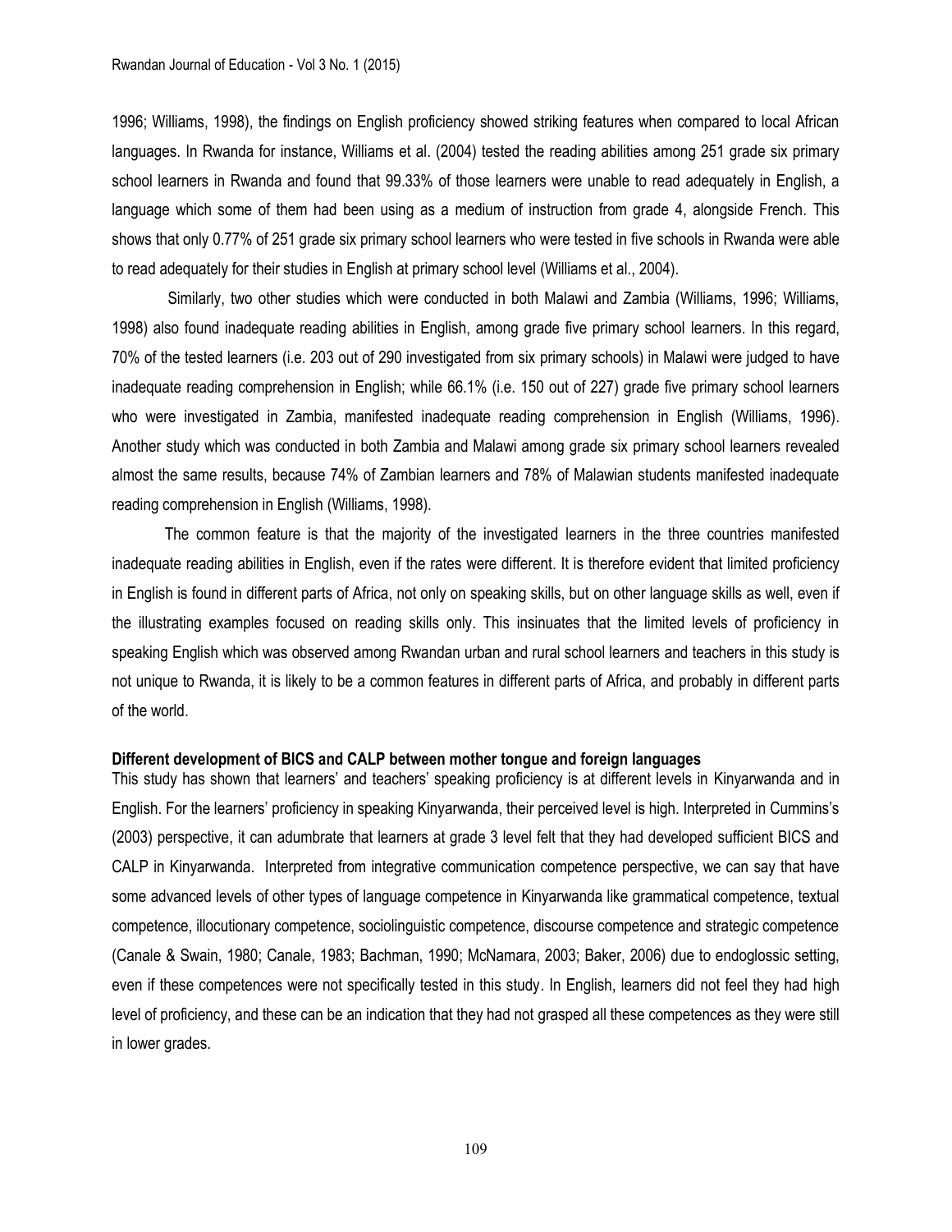1996; Williams, 1998), the findings on English proficiency showed striking features when compared to local African languages. In Rwanda for instance, Williams et al. (2004) tested the reading abilities among 251 grade six primary school learners in Rwanda and found that 99.33% of those learners were unable to read adequately in English, a language which some of them had been using as a medium of instruction from grade 4, alongside French. This shows that only 0.77% of 251 grade six primary school learners who were tested in five schools in Rwanda were able to read adequately for their studies in English at primary school level (Williams et al., 2004).

Similarly, two other studies which were conducted in both Malawi and Zambia (Williams, 1996; Williams, 1998) also found inadequate reading abilities in English, among grade five primary school learners. In this regard, 70% of the tested learners (i.e. 203 out of 290 investigated from six primary schools) in Malawi were judged to have inadequate reading comprehension in English; while 66.1% (i.e. 150 out of 227) grade five primary school learners who were investigated in Zambia, manifested inadequate reading comprehension in English (Williams, 1996). Another study which was conducted in both Zambia and Malawi among grade six primary school learners revealed almost the same results, because 74% of Zambian learners and 78% of Malawian students manifested inadequate reading comprehension in English (Williams, 1998).

The common feature is that the majority of the investigated learners in the three countries manifested inadequate reading abilities in English, even if the rates were different. It is therefore evident that limited proficiency in English is found in different parts of Africa, not only on speaking skills, but on other language skills as well, even if the illustrating examples focused on reading skills only. This insinuates that the limited levels of proficiency in speaking English which was observed among Rwandan urban and rural school learners and teachers in this study is not unique to Rwanda, it is likely to be a common features in different parts of Africa, and probably in different parts of the world.

**Different development of BICS and CALP between mother tongue and foreign languages**

This study has shown that learners' and teachers' speaking proficiency is at different levels in Kinyarwanda and in English. For the learners' proficiency in speaking Kinyarwanda, their perceived level is high. Interpreted in Cummins's (2003) perspective, it can adumbrate that learners at grade 3 level felt that they had developed sufficient BICS and CALP in Kinyarwanda. Interpreted from integrative communication competence perspective, we can say that have some advanced levels of other types of language competence in Kinyarwanda like grammatical competence, textual competence, illocutionary competence, sociolinguistic competence, discourse competence and strategic competence (Canale & Swain, 1980; Canale, 1983; Bachman, 1990; McNamara, 2003; Baker, 2006) due to endoglossic setting, even if these competences were not specifically tested in this study. In English, learners did not feel they had high level of proficiency, and these can be an indication that they had not grasped all these competences as they were still in lower grades.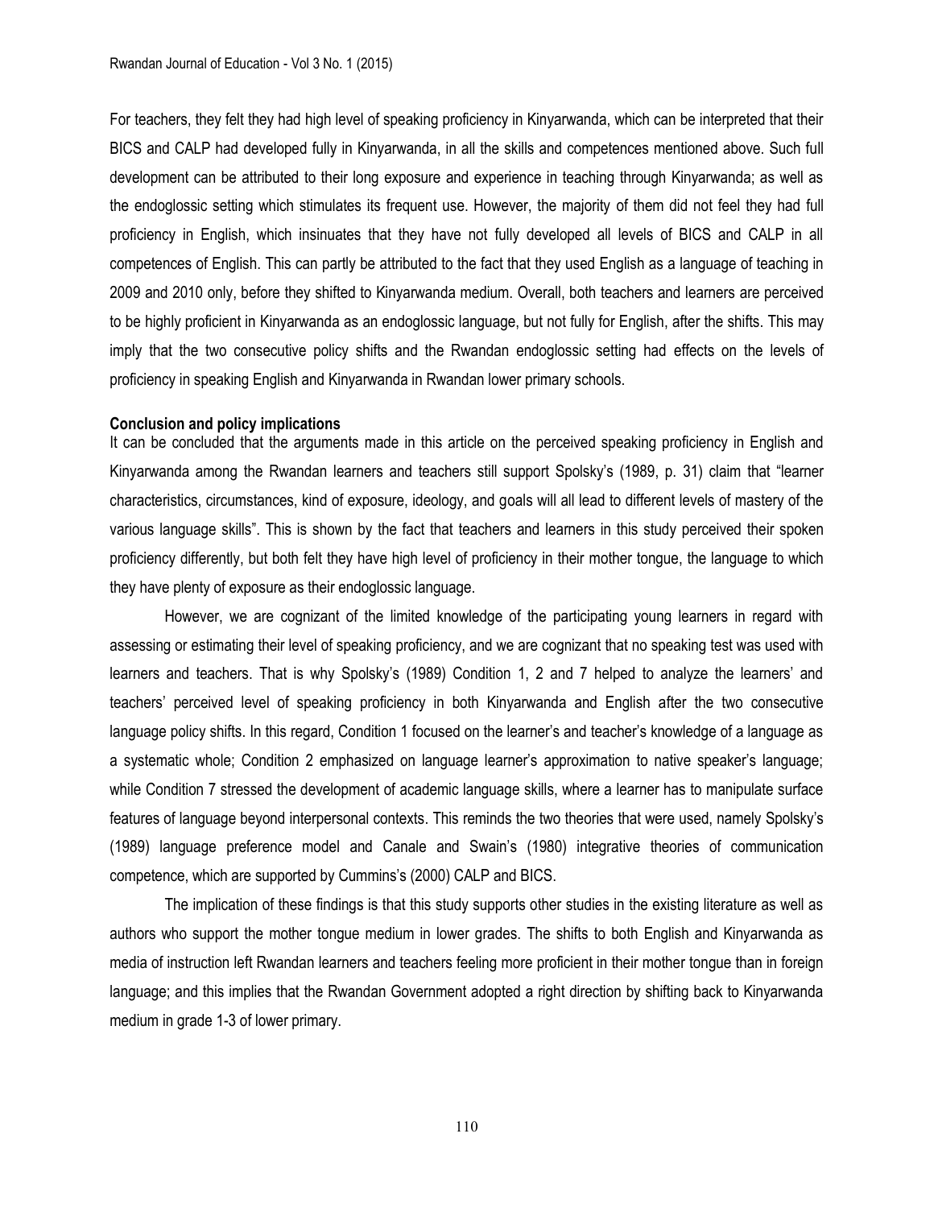For teachers, they felt they had high level of speaking proficiency in Kinyarwanda, which can be interpreted that their BICS and CALP had developed fully in Kinyarwanda, in all the skills and competences mentioned above. Such full development can be attributed to their long exposure and experience in teaching through Kinyarwanda; as well as the endoglossic setting which stimulates its frequent use. However, the majority of them did not feel they had full proficiency in English, which insinuates that they have not fully developed all levels of BICS and CALP in all competences of English. This can partly be attributed to the fact that they used English as a language of teaching in 2009 and 2010 only, before they shifted to Kinyarwanda medium. Overall, both teachers and learners are perceived to be highly proficient in Kinyarwanda as an endoglossic language, but not fully for English, after the shifts. This may imply that the two consecutive policy shifts and the Rwandan endoglossic setting had effects on the levels of proficiency in speaking English and Kinyarwanda in Rwandan lower primary schools.

**Conclusion and policy implications**

It can be concluded that the arguments made in this article on the perceived speaking proficiency in English and Kinyarwanda among the Rwandan learners and teachers still support Spolsky's (1989, p. 31) claim that "learner characteristics, circumstances, kind of exposure, ideology, and goals will all lead to different levels of mastery of the various language skills". This is shown by the fact that teachers and learners in this study perceived their spoken proficiency differently, but both felt they have high level of proficiency in their mother tongue, the language to which they have plenty of exposure as their endoglossic language.

However, we are cognizant of the limited knowledge of the participating young learners in regard with assessing or estimating their level of speaking proficiency, and we are cognizant that no speaking test was used with learners and teachers. That is why Spolsky's (1989) Condition 1, 2 and 7 helped to analyze the learners' and teachers' perceived level of speaking proficiency in both Kinyarwanda and English after the two consecutive language policy shifts. In this regard, Condition 1 focused on the learner's and teacher's knowledge of a language as a systematic whole; Condition 2 emphasized on language learner's approximation to native speaker's language; while Condition 7 stressed the development of academic language skills, where a learner has to manipulate surface features of language beyond interpersonal contexts. This reminds the two theories that were used, namely Spolsky's (1989) language preference model and Canale and Swain's (1980) integrative theories of communication competence, which are supported by Cummins's (2000) CALP and BICS.

The implication of these findings is that this study supports other studies in the existing literature as well as authors who support the mother tongue medium in lower grades. The shifts to both English and Kinyarwanda as media of instruction left Rwandan learners and teachers feeling more proficient in their mother tongue than in foreign language; and this implies that the Rwandan Government adopted a right direction by shifting back to Kinyarwanda medium in grade 1-3 of lower primary.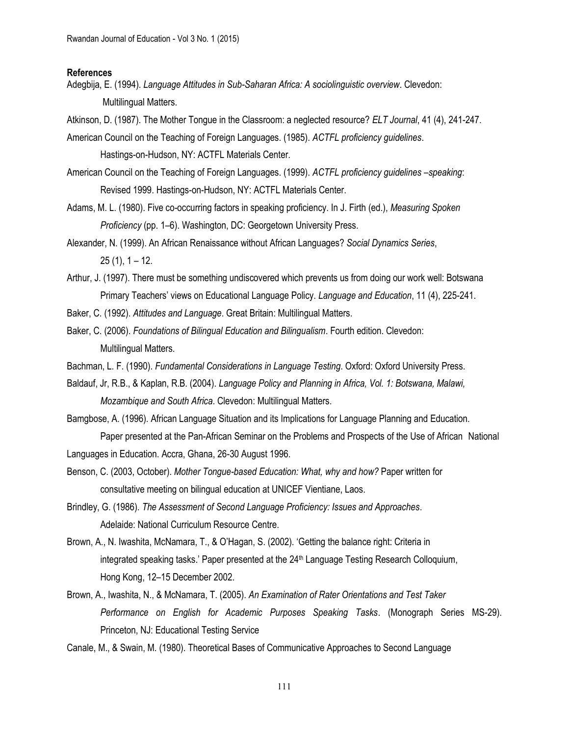**References**

Adegbija, E. (1994). *Language Attitudes in Sub-Saharan Africa: A sociolinguistic overview*. Clevedon: Multilingual Matters.

Atkinson, D. (1987). The Mother Tongue in the Classroom: a neglected resource? *ELT Journal*, 41 (4), 241-247.

American Council on the Teaching of Foreign Languages. (1985). *ACTFL proficiency guidelines*. Hastings-on-Hudson, NY: ACTFL Materials Center.

American Council on the Teaching of Foreign Languages. (1999). *ACTFL proficiency guidelines –speaking*: Revised 1999. Hastings-on-Hudson, NY: ACTFL Materials Center.

Adams, M. L. (1980). Five co-occurring factors in speaking proficiency. In J. Firth (ed.), *Measuring Spoken Proficiency* (pp. 1–6). Washington, DC: Georgetown University Press.

Alexander, N. (1999). An African Renaissance without African Languages? *Social Dynamics Series*, 25 (1), 1 – 12.

Arthur, J. (1997). There must be something undiscovered which prevents us from doing our work well: Botswana Primary Teachers' views on Educational Language Policy. *Language and Education*, 11 (4), 225-241.

Baker, C. (1992). *Attitudes and Language*. Great Britain: Multilingual Matters.

Baker, C. (2006). *Foundations of Bilingual Education and Bilingualism*. Fourth edition. Clevedon: Multilingual Matters.

Bachman, L. F. (1990). *Fundamental Considerations in Language Testing*. Oxford: Oxford University Press.

Baldauf, Jr, R.B., & Kaplan, R.B. (2004). *Language Policy and Planning in Africa, Vol. 1: Botswana, Malawi, Mozambique and South Africa*. Clevedon: Multilingual Matters.

Bamgbose, A. (1996). African Language Situation and its Implications for Language Planning and Education. Paper presented at the Pan-African Seminar on the Problems and Prospects of the Use of African National Languages in Education. Accra, Ghana, 26-30 August 1996.

Benson, C. (2003, October). *Mother Tongue-based Education: What, why and how?* Paper written for consultative meeting on bilingual education at UNICEF Vientiane, Laos.

Brindley, G. (1986). *The Assessment of Second Language Proficiency: Issues and Approaches*. Adelaide: National Curriculum Resource Centre.

Brown, A., N. Iwashita, McNamara, T., & O'Hagan, S. (2002). 'Getting the balance right: Criteria in integrated speaking tasks.' Paper presented at the 24th Language Testing Research Colloquium, Hong Kong, 12–15 December 2002.

Brown, A., Iwashita, N., & McNamara, T. (2005). *An Examination of Rater Orientations and Test Taker Performance on English for Academic Purposes Speaking Tasks*. (Monograph Series MS-29). Princeton, NJ: Educational Testing Service

Canale, M., & Swain, M. (1980). Theoretical Bases of Communicative Approaches to Second Language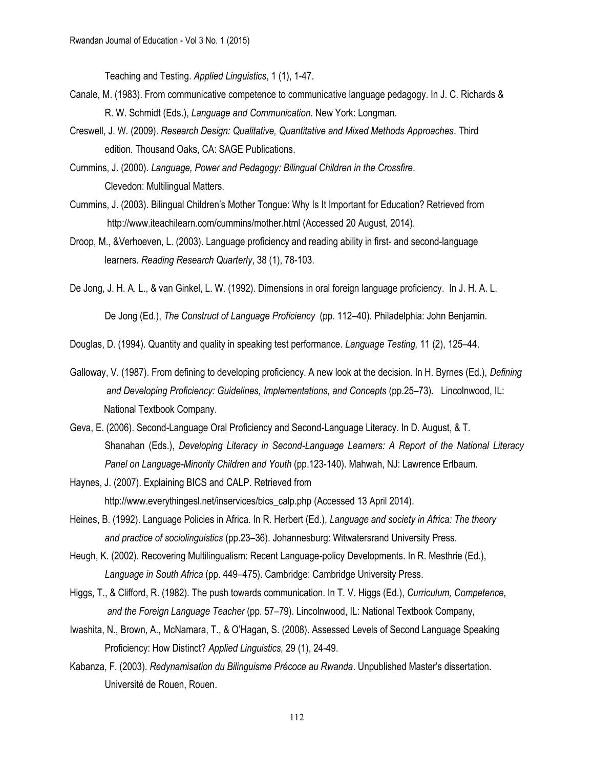Teaching and Testing. *Applied Linguistics*, 1 (1), 1-47.

Canale, M. (1983). From communicative competence to communicative language pedagogy. In J. C. Richards & R. W. Schmidt (Eds.), *Language and Communication*. New York: Longman.

Creswell, J. W. (2009). *Research Design: Qualitative, Quantitative and Mixed Methods Approaches*. Third edition. Thousand Oaks, CA: SAGE Publications.

Cummins, J. (2000). *Language, Power and Pedagogy: Bilingual Children in the Crossfire*. Clevedon: Multilingual Matters.

Cummins, J. (2003). Bilingual Children's Mother Tongue: Why Is It Important for Education? Retrieved from http://www.iteachilearn.com/cummins/mother.html (Accessed 20 August, 2014).

Droop, M., &Verhoeven, L. (2003). Language proficiency and reading ability in first- and second-language learners. *Reading Research Quarterly*, 38 (1), 78-103.

De Jong, J. H. A. L., & van Ginkel, L. W. (1992). Dimensions in oral foreign language proficiency. In J. H. A. L. De Jong (Ed.), *The Construct of Language Proficiency* (pp. 112–40). Philadelphia: John Benjamin.

Douglas, D. (1994). Quantity and quality in speaking test performance. *Language Testing,* 11 (2), 125–44.

Galloway, V. (1987). From defining to developing proficiency. A new look at the decision. In H. Byrnes (Ed.), *Defining and Developing Proficiency: Guidelines, Implementations, and Concepts* (pp.25–73). Lincolnwood, IL: National Textbook Company.

Geva, E. (2006). Second-Language Oral Proficiency and Second-Language Literacy. In D. August, & T. Shanahan (Eds.), *Developing Literacy in Second-Language Learners: A Report of the National Literacy Panel on Language-Minority Children and Youth* (pp.123-140). Mahwah, NJ: Lawrence Erlbaum.

Haynes, J. (2007). Explaining BICS and CALP. Retrieved from http://www.everythingesl.net/inservices/bics_calp.php (Accessed 13 April 2014).

Heines, B. (1992). Language Policies in Africa. In R. Herbert (Ed.), *Language and society in Africa: The theory and practice of sociolinguistics* (pp.23–36). Johannesburg: Witwatersrand University Press.

Heugh, K. (2002). Recovering Multilingualism: Recent Language-policy Developments. In R. Mesthrie (Ed.), *Language in South Africa* (pp. 449–475). Cambridge: Cambridge University Press.

Higgs, T., & Clifford, R. (1982). The push towards communication. In T. V. Higgs (Ed.), *Curriculum, Competence, and the Foreign Language Teacher* (pp. 57–79). Lincolnwood, IL: National Textbook Company,

Iwashita, N., Brown, A., McNamara, T., & O'Hagan, S. (2008). Assessed Levels of Second Language Speaking Proficiency: How Distinct? *Applied Linguistics,* 29 (1), 24-49.

Kabanza, F. (2003). *Redynamisation du Bilinguisme Précoce au Rwanda*. Unpublished Master's dissertation. Université de Rouen, Rouen.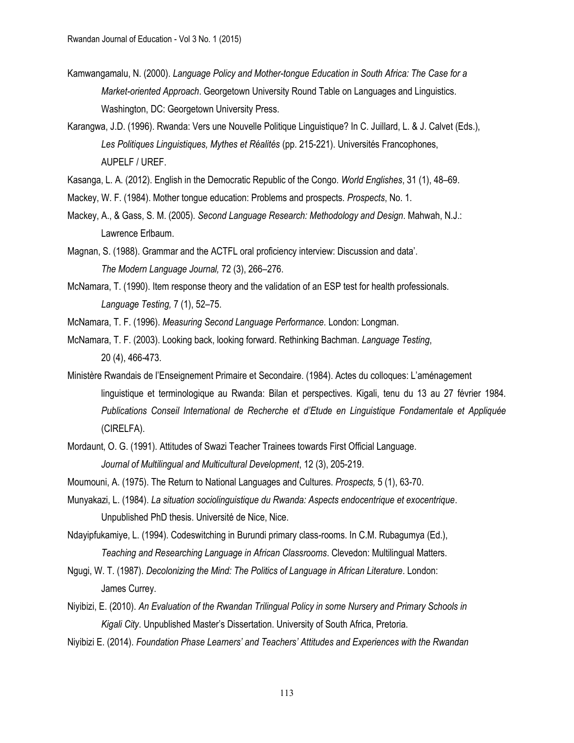Kamwangamalu, N. (2000). *Language Policy and Mother-tongue Education in South Africa: The Case for a Market-oriented Approach*. Georgetown University Round Table on Languages and Linguistics. Washington, DC: Georgetown University Press.

Karangwa, J.D. (1996). Rwanda: Vers une Nouvelle Politique Linguistique? In C. Juillard, L. & J. Calvet (Eds.), *Les Politiques Linguistiques, Mythes et Réalités* (pp. 215-221). Universités Francophones, AUPELF / UREF.

Kasanga, L. A. (2012). English in the Democratic Republic of the Congo. *World Englishes*, 31 (1), 48–69.

Mackey, W. F. (1984). Mother tongue education: Problems and prospects. *Prospects*, No. 1.

Mackey, A., & Gass, S. M. (2005). *Second Language Research: Methodology and Design*. Mahwah, N.J.: Lawrence Erlbaum.

Magnan, S. (1988). Grammar and the ACTFL oral proficiency interview: Discussion and data'. *The Modern Language Journal,* 72 (3), 266–276.

McNamara, T. (1990). Item response theory and the validation of an ESP test for health professionals. *Language Testing,* 7 (1), 52–75.

McNamara, T. F. (1996). *Measuring Second Language Performance*. London: Longman.

McNamara, T. F. (2003). Looking back, looking forward. Rethinking Bachman. *Language Testing*, 20 (4), 466-473.

Ministère Rwandais de l'Enseignement Primaire et Secondaire. (1984). Actes du colloques: L'aménagement linguistique et terminologique au Rwanda: Bilan et perspectives. Kigali, tenu du 13 au 27 février 1984. *Publications Conseil International de Recherche et d'Etude en Linguistique Fondamentale et Appliquée* (CIRELFA).

Mordaunt, O. G. (1991). Attitudes of Swazi Teacher Trainees towards First Official Language. *Journal of Multilingual and Multicultural Development*, 12 (3), 205-219.

Moumouni, A. (1975). The Return to National Languages and Cultures. *Prospects,* 5 (1), 63-70.

Munyakazi, L. (1984). *La situation sociolinguistique du Rwanda: Aspects endocentrique et exocentrique*. Unpublished PhD thesis. Université de Nice, Nice.

Ndayipfukamiye, L. (1994). Codeswitching in Burundi primary class-rooms. In C.M. Rubagumya (Ed.), *Teaching and Researching Language in African Classrooms*. Clevedon: Multilingual Matters.

Ngugi, W. T. (1987). *Decolonizing the Mind: The Politics of Language in African Literature*. London: James Currey.

Niyibizi, E. (2010). *An Evaluation of the Rwandan Trilingual Policy in some Nursery and Primary Schools in Kigali City*. Unpublished Master's Dissertation. University of South Africa, Pretoria.

Niyibizi E. (2014). *Foundation Phase Learners' and Teachers' Attitudes and Experiences with the Rwandan*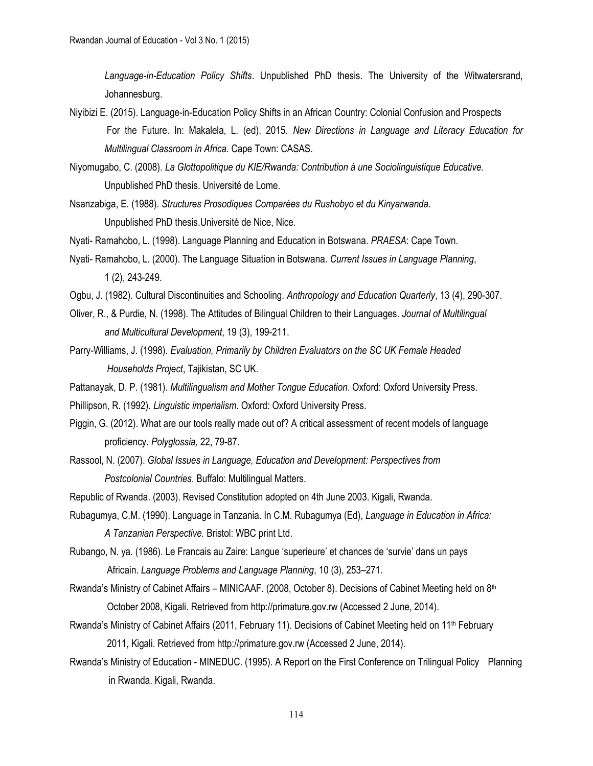*Language-in-Education Policy Shifts*. Unpublished PhD thesis. The University of the Witwatersrand, Johannesburg.

Niyibizi E. (2015). Language-in-Education Policy Shifts in an African Country: Colonial Confusion and Prospects For the Future. In: Makalela, L. (ed). 2015. *New Directions in Language and Literacy Education for Multilingual Classroom in Africa.* Cape Town: CASAS.

Niyomugabo, C. (2008). *La Glottopolitique du KIE/Rwanda: Contribution à une Sociolinguistique Educative.* Unpublished PhD thesis. Université de Lome.

Nsanzabiga, E. (1988). *Structures Prosodiques Comparées du Rushobyo et du Kinyarwanda*. Unpublished PhD thesis.Université de Nice, Nice.

Nyati- Ramahobo, L. (1998). Language Planning and Education in Botswana. *PRAESA*: Cape Town.

Nyati- Ramahobo, L. (2000). The Language Situation in Botswana. *Current Issues in Language Planning*, 1 (2), 243-249.

Ogbu, J. (1982). Cultural Discontinuities and Schooling. *Anthropology and Education Quarterly*, 13 (4), 290-307.

Oliver, R., & Purdie, N. (1998). The Attitudes of Bilingual Children to their Languages. *Journal of Multilingual and Multicultural Development*, 19 (3), 199-211.

Parry-Williams, J. (1998). *Evaluation, Primarily by Children Evaluators on the SC UK Female Headed Households Project*, Tajikistan, SC UK.

Pattanayak, D. P. (1981). *Multilingualism and Mother Tongue Education*. Oxford: Oxford University Press.

Phillipson, R. (1992). *Linguistic imperialism*. Oxford: Oxford University Press.

Piggin, G. (2012). What are our tools really made out of? A critical assessment of recent models of language proficiency. *Polyglossia,* 22, 79-87.

Rassool, N. (2007). *Global Issues in Language, Education and Development: Perspectives from Postcolonial Countries*. Buffalo: Multilingual Matters.

Republic of Rwanda. (2003). Revised Constitution adopted on 4th June 2003. Kigali, Rwanda.

Rubagumya, C.M. (1990). Language in Tanzania. In C.M. Rubagumya (Ed), *Language in Education in Africa: A Tanzanian Perspective.* Bristol: WBC print Ltd.

Rubango, N. ya. (1986). Le Francais au Zaire: Langue 'superieure' et chances de 'survie' dans un pays Africain. *Language Problems and Language Planning*, 10 (3), 253–271.

Rwanda's Ministry of Cabinet Affairs – MINICAAF. (2008, October 8). Decisions of Cabinet Meeting held on 8th October 2008, Kigali. Retrieved from http://primature.gov.rw (Accessed 2 June, 2014).

Rwanda's Ministry of Cabinet Affairs (2011, February 11). Decisions of Cabinet Meeting held on 11th February 2011, Kigali. Retrieved from http://primature.gov.rw (Accessed 2 June, 2014).

Rwanda's Ministry of Education - MINEDUC. (1995). A Report on the First Conference on Trilingual Policy Planning in Rwanda. Kigali, Rwanda.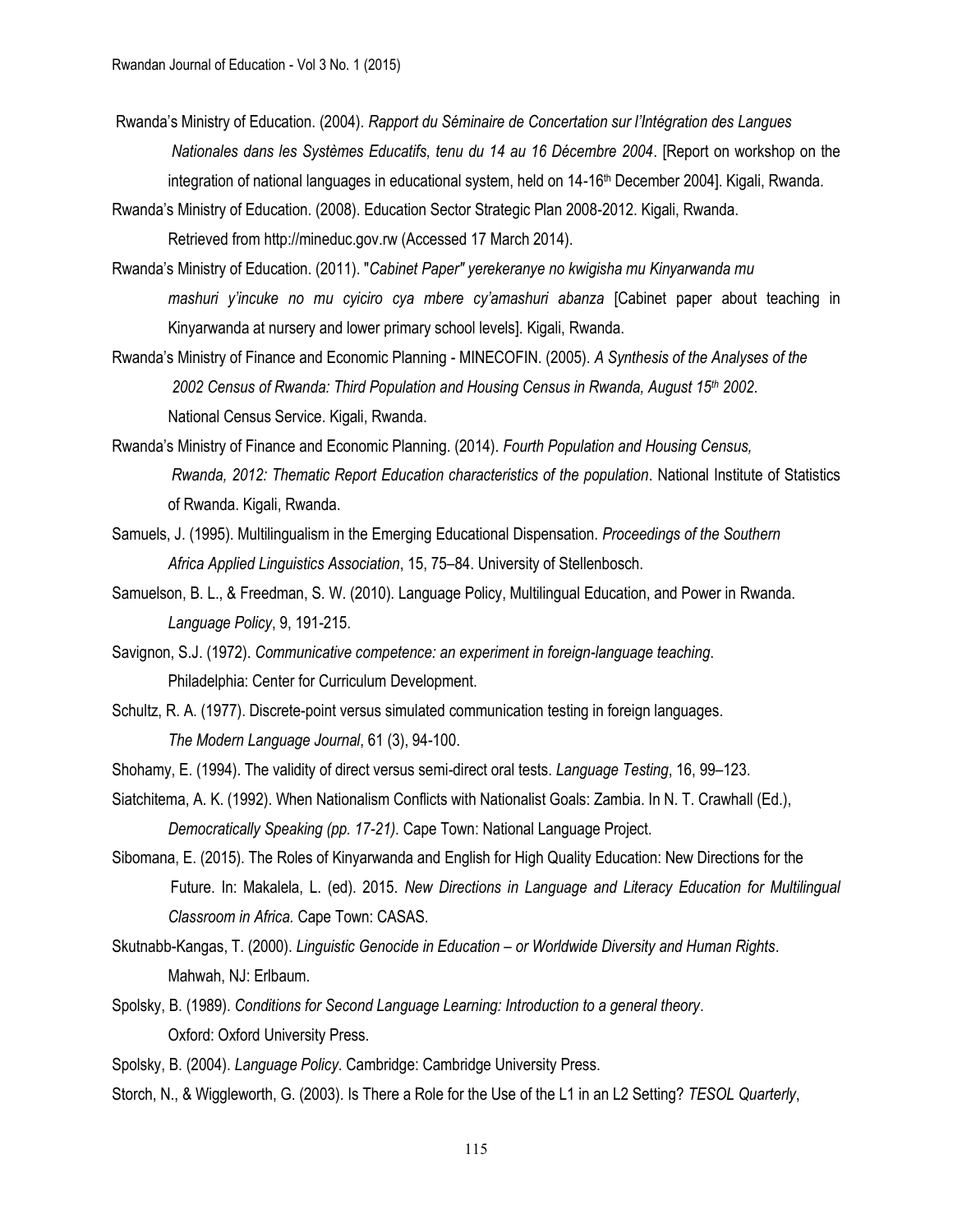Rwanda's Ministry of Education. (2004). *Rapport du Séminaire de Concertation sur l'Intégration des Langues Nationales dans les Systèmes Educatifs, tenu du 14 au 16 Décembre 2004*. [Report on workshop on the integration of national languages in educational system, held on 14-16th December 2004]. Kigali, Rwanda.

Rwanda's Ministry of Education. (2008). Education Sector Strategic Plan 2008-2012. Kigali, Rwanda. Retrieved from http://mineduc.gov.rw (Accessed 17 March 2014).

Rwanda's Ministry of Education. (2011). "*Cabinet Paper" yerekeranye no kwigisha mu Kinyarwanda mu mashuri y'incuke no mu cyiciro cya mbere cy'amashuri abanza* [Cabinet paper about teaching in Kinyarwanda at nursery and lower primary school levels]. Kigali, Rwanda.

Rwanda's Ministry of Finance and Economic Planning - MINECOFIN. (2005). *A Synthesis of the Analyses of the 2002 Census of Rwanda: Third Population and Housing Census in Rwanda, August 15th 2002*. National Census Service. Kigali, Rwanda.

Rwanda's Ministry of Finance and Economic Planning. (2014). *Fourth Population and Housing Census, Rwanda, 2012: Thematic Report Education characteristics of the population*. National Institute of Statistics of Rwanda. Kigali, Rwanda.

Samuels, J. (1995). Multilingualism in the Emerging Educational Dispensation. *Proceedings of the Southern Africa Applied Linguistics Association*, 15, 75–84. University of Stellenbosch.

Samuelson, B. L., & Freedman, S. W. (2010). Language Policy, Multilingual Education, and Power in Rwanda. *Language Policy*, 9, 191-215.

Savignon, S.J. (1972). *Communicative competence: an experiment in foreign-language teaching*. Philadelphia: Center for Curriculum Development.

Schultz, R. A. (1977). Discrete-point versus simulated communication testing in foreign languages. *The Modern Language Journal*, 61 (3), 94-100.

Shohamy, E. (1994). The validity of direct versus semi-direct oral tests. *Language Testing*, 16, 99–123.

Siatchitema, A. K. (1992). When Nationalism Conflicts with Nationalist Goals: Zambia. In N. T. Crawhall (Ed.), *Democratically Speaking (pp. 17-21)*. Cape Town: National Language Project.

Sibomana, E. (2015). The Roles of Kinyarwanda and English for High Quality Education: New Directions for the Future. In: Makalela, L. (ed). 2015. *New Directions in Language and Literacy Education for Multilingual Classroom in Africa.* Cape Town: CASAS.

Skutnabb-Kangas, T. (2000). *Linguistic Genocide in Education – or Worldwide Diversity and Human Rights*. Mahwah, NJ: Erlbaum.

Spolsky, B. (1989). *Conditions for Second Language Learning: Introduction to a general theory*. Oxford: Oxford University Press.

Spolsky, B. (2004). *Language Policy*. Cambridge: Cambridge University Press.

Storch, N., & Wiggleworth, G. (2003). Is There a Role for the Use of the L1 in an L2 Setting? *TESOL Quarterly*,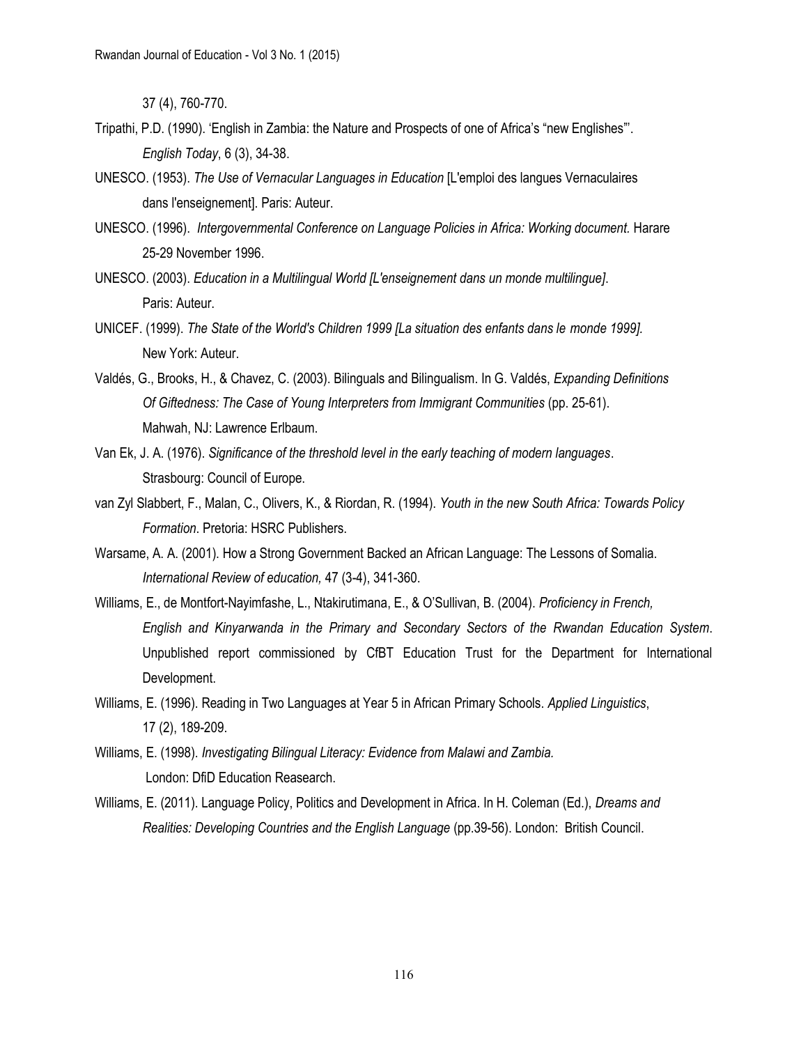37 (4), 760-770.

Tripathi, P.D. (1990). 'English in Zambia: the Nature and Prospects of one of Africa's "new Englishes"'. *English Today*, 6 (3), 34-38.

UNESCO. (1953). *The Use of Vernacular Languages in Education* [L'emploi des langues Vernaculaires dans l'enseignement]. Paris: Auteur.

UNESCO. (1996). *Intergovernmental Conference on Language Policies in Africa: Working document.* Harare 25-29 November 1996.

UNESCO. (2003). *Education in a Multilingual World [L'enseignement dans un monde multilingue]*. Paris: Auteur.

UNICEF. (1999). *The State of the World's Children 1999 [La situation des enfants dans le monde 1999].* New York: Auteur.

Valdés, G., Brooks, H., & Chavez, C. (2003). Bilinguals and Bilingualism. In G. Valdés, *Expanding Definitions Of Giftedness: The Case of Young Interpreters from Immigrant Communities* (pp. 25-61). Mahwah, NJ: Lawrence Erlbaum.

Van Ek, J. A. (1976). *Significance of the threshold level in the early teaching of modern languages*. Strasbourg: Council of Europe.

van Zyl Slabbert, F., Malan, C., Olivers, K., & Riordan, R. (1994). *Youth in the new South Africa: Towards Policy Formation*. Pretoria: HSRC Publishers.

Warsame, A. A. (2001). How a Strong Government Backed an African Language: The Lessons of Somalia. *International Review of education,* 47 (3-4), 341-360.

Williams, E., de Montfort-Nayimfashe, L., Ntakirutimana, E., & O'Sullivan, B. (2004). *Proficiency in French, English and Kinyarwanda in the Primary and Secondary Sectors of the Rwandan Education System*. Unpublished report commissioned by CfBT Education Trust for the Department for International Development.

Williams, E. (1996). Reading in Two Languages at Year 5 in African Primary Schools. *Applied Linguistics*, 17 (2), 189-209.

Williams, E. (1998). *Investigating Bilingual Literacy: Evidence from Malawi and Zambia.* London: DfiD Education Reasearch.

Williams, E. (2011). Language Policy, Politics and Development in Africa. In H. Coleman (Ed.), *Dreams and Realities: Developing Countries and the English Language* (pp.39-56). London: British Council.